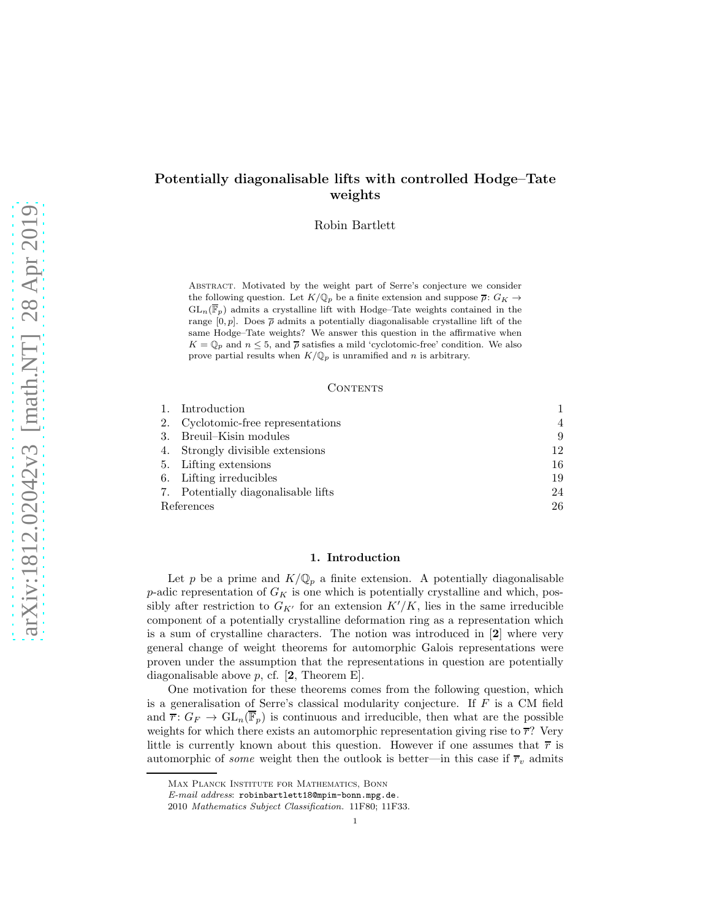# Potentially diagonalisable lifts with controlled Hodge–Tate weights

Robin Bartlett

Abstract. Motivated by the weight part of Serre's conjecture we consider the following question. Let $K/\mathbb{Q}_p$ be a finite extension and suppose $\overline{\rho}\colon G_K \to \mathrm{GL}_n(\overline{\mathbb{F}}_p)$ admits a crystalline lift with Hodge–Tate weights contained in the range $[0, p]$. Does $\overline{\rho}$ admits a potentially diagonalisable crystalline lift of the same Hodge–Tate weights? We answer this question in the affirmative when $K = \mathbb{Q}_p$ and $n \leq 5$, and $\overline{\rho}$ satisfies a mild 'cyclotomic-free' condition. We also prove partial results when $K/\mathbb{Q}_p$ is unramified and $n$ is arbitrary.

## Contents

| | | |
|---|---|---|
| 1. | Introduction | 1 |
| 2. | Cyclotomic-free representations | 4 |
| 3. | Breuil–Kisin modules | 9 |
| 4. | Strongly divisible extensions | 12 |
| 5. | Lifting extensions | 16 |
| 6. | Lifting irreducibles | 19 |
| 7. | Potentially diagonalisable lifts | 24 |
| | References | 26 |

## 1. Introduction

Let $p$ be a prime and $K/\mathbb{Q}_p$ a finite extension. A potentially diagonalisable $p$-adic representation of $G_K$ is one which is potentially crystalline and which, possibly after restriction to $G_{K'}$ for an extension $K'/K$, lies in the same irreducible component of a potentially crystalline deformation ring as a representation which is a sum of crystalline characters. The notion was introduced in [**2**] where very general change of weight theorems for automorphic Galois representations were proven under the assumption that the representations in question are potentially diagonalisable above $p$, cf. [**2**, Theorem E].

One motivation for these theorems comes from the following question, which is a generalisation of Serre's classical modularity conjecture. If $F$ is a CM field and $\overline{r}\colon G_F \to \mathrm{GL}_n(\overline{\mathbb{F}}_p)$ is continuous and irreducible, then what are the possible weights for which there exists an automorphic representation giving rise to $\overline{r}$? Very little is currently known about this question. However if one assumes that $\overline{r}$ is automorphic of *some* weight then the outlook is better—in this case if $\overline{r}_v$ admits

---

Max Planck Institute for Mathematics, Bonn

*E-mail address*: robinbartlett18@mpim-bonn.mpg.de.

2010 *Mathematics Subject Classification.* 11F80; 11F33.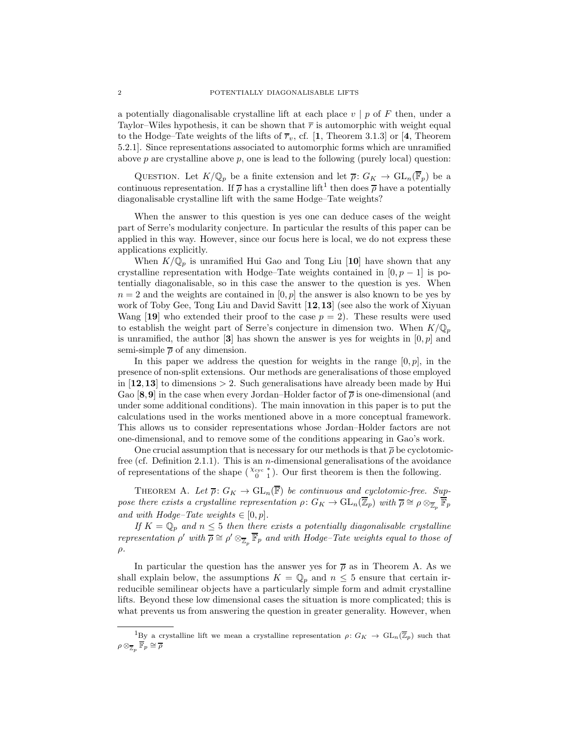a potentially diagonalisable crystalline lift at each place $v \mid p$ of $F$ then, under a Taylor–Wiles hypothesis, it can be shown that $\overline{r}$ is automorphic with weight equal to the Hodge–Tate weights of the lifts of $\overline{r}_v$, cf. [**1**, Theorem 3.1.3] or [**4**, Theorem 5.2.1]. Since representations associated to automorphic forms which are unramified above $p$ are crystalline above $p$, one is lead to the following (purely local) question:

Question. Let $K/\mathbb{Q}_p$ be a finite extension and let $\overline{\rho}\colon G_K \to \mathrm{GL}_n(\overline{\mathbb{F}}_p)$ be a continuous representation. If $\overline{\rho}$ has a crystalline lift[1] then does $\overline{\rho}$ have a potentially diagonalisable crystalline lift with the same Hodge–Tate weights?

When the answer to this question is yes one can deduce cases of the weight part of Serre's modularity conjecture. In particular the results of this paper can be applied in this way. However, since our focus here is local, we do not express these applications explicitly.

When $K/\mathbb{Q}_p$ is unramified Hui Gao and Tong Liu [**10**] have shown that any crystalline representation with Hodge–Tate weights contained in $[0, p-1]$ is potentially diagonalisable, so in this case the answer to the question is yes. When $n = 2$ and the weights are contained in $[0, p]$ the answer is also known to be yes by work of Toby Gee, Tong Liu and David Savitt [**12, 13**] (see also the work of Xiyuan Wang [**19**] who extended their proof to the case $p = 2$). These results were used to establish the weight part of Serre's conjecture in dimension two. When $K/\mathbb{Q}_p$ is unramified, the author [**3**] has shown the answer is yes for weights in $[0, p]$ and semi-simple $\overline{\rho}$ of any dimension.

In this paper we address the question for weights in the range $[0, p]$, in the presence of non-split extensions. Our methods are generalisations of those employed in [**12, 13**] to dimensions $> 2$. Such generalisations have already been made by Hui Gao [**8, 9**] in the case when every Jordan–Holder factor of $\overline{\rho}$ is one-dimensional (and under some additional conditions). The main innovation in this paper is to put the calculations used in the works mentioned above in a more conceptual framework. This allows us to consider representations whose Jordan–Holder factors are not one-dimensional, and to remove some of the conditions appearing in Gao's work.

One crucial assumption that is necessary for our methods is that $\overline{\rho}$ be cyclotomic-free (cf. Definition 2.1.1). This is an $n$-dimensional generalisations of the avoidance of representations of the shape $\left(\begin{smallmatrix} \chi_{\mathrm{cyc}} & * \\ 0 & 1 \end{smallmatrix}\right)$. Our first theorem is then the following.

Theorem A. *Let $\overline{\rho}\colon G_K \to \mathrm{GL}_n(\overline{\mathbb{F}})$ be continuous and cyclotomic-free. Suppose there exists a crystalline representation $\rho\colon G_K \to \mathrm{GL}_n(\overline{\mathbb{Z}}_p)$ with $\overline{\rho} \cong \rho \otimes_{\overline{\mathbb{Z}}_p} \overline{\mathbb{F}}_p$ and with Hodge–Tate weights $\in [0, p]$.*

*If $K = \mathbb{Q}_p$ and $n \leq 5$ then there exists a potentially diagonalisable crystalline representation $\rho'$ with $\overline{\rho} \cong \rho' \otimes_{\overline{\mathbb{Z}}_p} \overline{\mathbb{F}}_p$ and with Hodge–Tate weights equal to those of $\rho$.*

In particular the question has the answer yes for $\overline{\rho}$ as in Theorem A. As we shall explain below, the assumptions $K = \mathbb{Q}_p$ and $n \leq 5$ ensure that certain irreducible semilinear objects have a particularly simple form and admit crystalline lifts. Beyond these low dimensional cases the situation is more complicated; this is what prevents us from answering the question in greater generality. However, when

[1] By a crystalline lift we mean a crystalline representation $\rho\colon G_K \to \mathrm{GL}_n(\overline{\mathbb{Z}}_p)$ such that $\rho \otimes_{\overline{\mathbb{Z}}_p} \overline{\mathbb{F}}_p \cong \overline{\rho}$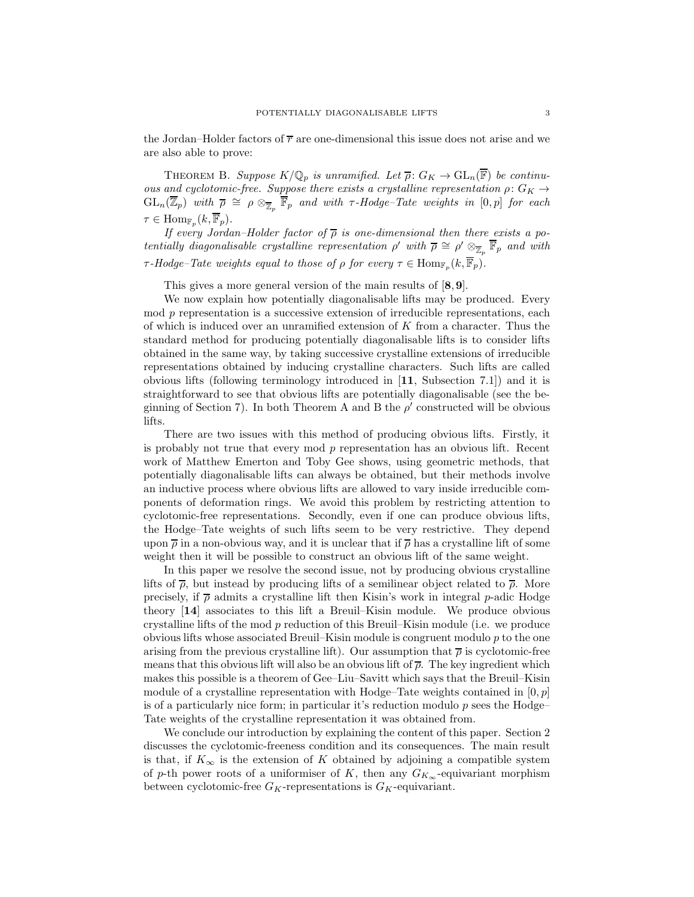the Jordan–Holder factors of $\overline{r}$ are one-dimensional this issue does not arise and we are also able to prove:

THEOREM B. *Suppose $K/\mathbb{Q}_p$ is unramified. Let $\overline{\rho}\colon G_K \to \mathrm{GL}_n(\overline{\mathbb{F}})$ be continuous and cyclotomic-free. Suppose there exists a crystalline representation $\rho\colon G_K \to \mathrm{GL}_n(\overline{\mathbb{Z}}_p)$ with $\overline{\rho} \cong \rho \otimes_{\overline{\mathbb{Z}}_p} \overline{\mathbb{F}}_p$ and with $\tau$-Hodge–Tate weights in $[0,p]$ for each $\tau \in \mathrm{Hom}_{\mathbb{F}_p}(k, \overline{\mathbb{F}}_p)$.*

*If every Jordan–Holder factor of $\overline{\rho}$ is one-dimensional then there exists a potentially diagonalisable crystalline representation $\rho'$ with $\overline{\rho} \cong \rho' \otimes_{\overline{\mathbb{Z}}_p} \overline{\mathbb{F}}_p$ and with $\tau$-Hodge–Tate weights equal to those of $\rho$ for every $\tau \in \mathrm{Hom}_{\mathbb{F}_p}(k, \overline{\mathbb{F}}_p)$.*

This gives a more general version of the main results of [**8**, **9**].

We now explain how potentially diagonalisable lifts may be produced. Every mod $p$ representation is a successive extension of irreducible representations, each of which is induced over an unramified extension of $K$ from a character. Thus the standard method for producing potentially diagonalisable lifts is to consider lifts obtained in the same way, by taking successive crystalline extensions of irreducible representations obtained by inducing crystalline characters. Such lifts are called obvious lifts (following terminology introduced in [**11**, Subsection 7.1]) and it is straightforward to see that obvious lifts are potentially diagonalisable (see the beginning of Section 7). In both Theorem A and B the $\rho'$ constructed will be obvious lifts.

There are two issues with this method of producing obvious lifts. Firstly, it is probably not true that every mod $p$ representation has an obvious lift. Recent work of Matthew Emerton and Toby Gee shows, using geometric methods, that potentially diagonalisable lifts can always be obtained, but their methods involve an inductive process where obvious lifts are allowed to vary inside irreducible components of deformation rings. We avoid this problem by restricting attention to cyclotomic-free representations. Secondly, even if one can produce obvious lifts, the Hodge–Tate weights of such lifts seem to be very restrictive. They depend upon $\overline{\rho}$ in a non-obvious way, and it is unclear that if $\overline{\rho}$ has a crystalline lift of some weight then it will be possible to construct an obvious lift of the same weight.

In this paper we resolve the second issue, not by producing obvious crystalline lifts of $\overline{\rho}$, but instead by producing lifts of a semilinear object related to $\overline{\rho}$. More precisely, if $\overline{\rho}$ admits a crystalline lift then Kisin's work in integral $p$-adic Hodge theory [**14**] associates to this lift a Breuil–Kisin module. We produce obvious crystalline lifts of the mod $p$ reduction of this Breuil–Kisin module (i.e. we produce obvious lifts whose associated Breuil–Kisin module is congruent modulo $p$ to the one arising from the previous crystalline lift). Our assumption that $\overline{\rho}$ is cyclotomic-free means that this obvious lift will also be an obvious lift of $\overline{\rho}$. The key ingredient which makes this possible is a theorem of Gee–Liu–Savitt which says that the Breuil–Kisin module of a crystalline representation with Hodge–Tate weights contained in $[0,p]$ is of a particularly nice form; in particular it's reduction modulo $p$ sees the Hodge–Tate weights of the crystalline representation it was obtained from.

We conclude our introduction by explaining the content of this paper. Section 2 discusses the cyclotomic-freeness condition and its consequences. The main result is that, if $K_\infty$ is the extension of $K$ obtained by adjoining a compatible system of $p$-th power roots of a uniformiser of $K$, then any $G_{K_\infty}$-equivariant morphism between cyclotomic-free $G_K$-representations is $G_K$-equivariant.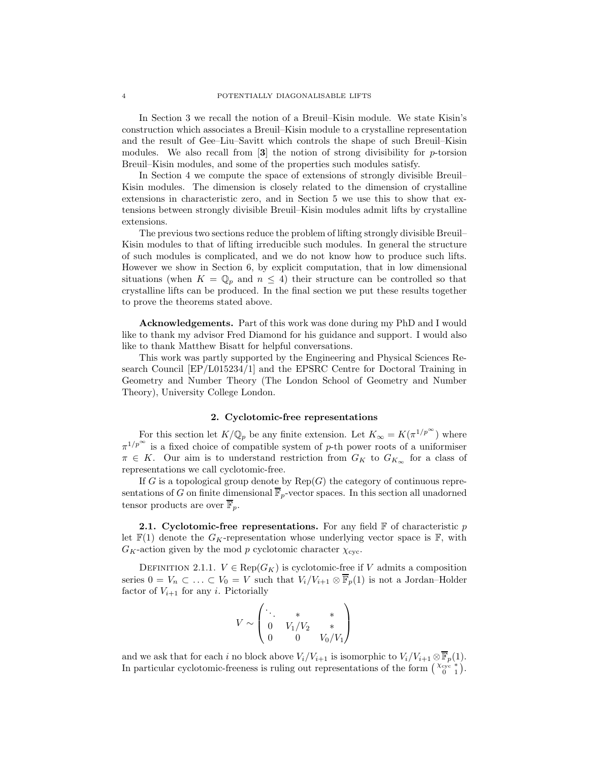In Section 3 we recall the notion of a Breuil–Kisin module. We state Kisin's construction which associates a Breuil–Kisin module to a crystalline representation and the result of Gee–Liu–Savitt which controls the shape of such Breuil–Kisin modules. We also recall from [**3**] the notion of strong divisibility for $p$-torsion Breuil–Kisin modules, and some of the properties such modules satisfy.

In Section 4 we compute the space of extensions of strongly divisible Breuil–Kisin modules. The dimension is closely related to the dimension of crystalline extensions in characteristic zero, and in Section 5 we use this to show that extensions between strongly divisible Breuil–Kisin modules admit lifts by crystalline extensions.

The previous two sections reduce the problem of lifting strongly divisible Breuil–Kisin modules to that of lifting irreducible such modules. In general the structure of such modules is complicated, and we do not know how to produce such lifts. However we show in Section 6, by explicit computation, that in low dimensional situations (when $K = \mathbb{Q}_p$ and $n \leq 4$) their structure can be controlled so that crystalline lifts can be produced. In the final section we put these results together to prove the theorems stated above.

**Acknowledgements.** Part of this work was done during my PhD and I would like to thank my advisor Fred Diamond for his guidance and support. I would also like to thank Matthew Bisatt for helpful conversations.

This work was partly supported by the Engineering and Physical Sciences Research Council [EP/L015234/1] and the EPSRC Centre for Doctoral Training in Geometry and Number Theory (The London School of Geometry and Number Theory), University College London.

## 2. Cyclotomic-free representations

For this section let $K/\mathbb{Q}_p$ be any finite extension. Let $K_\infty = K(\pi^{1/p^\infty})$ where $\pi^{1/p^\infty}$ is a fixed choice of compatible system of $p$-th power roots of a uniformiser $\pi \in K$. Our aim is to understand restriction from $G_K$ to $G_{K_\infty}$ for a class of representations we call cyclotomic-free.

If $G$ is a topological group denote by $\mathrm{Rep}(G)$ the category of continuous representations of $G$ on finite dimensional $\overline{\mathbb{F}}_p$-vector spaces. In this section all unadorned tensor products are over $\overline{\mathbb{F}}_p$.

**2.1. Cyclotomic-free representations.** For any field $\mathbb{F}$ of characteristic $p$ let $\mathbb{F}(1)$ denote the $G_K$-representation whose underlying vector space is $\mathbb{F}$, with $G_K$-action given by the mod $p$ cyclotomic character $\chi_{\mathrm{cyc}}$.

DEFINITION 2.1.1. $V \in \mathrm{Rep}(G_K)$ is cyclotomic-free if $V$ admits a composition series $0 = V_n \subset \ldots \subset V_0 = V$ such that $V_i/V_{i+1} \otimes \overline{\mathbb{F}}_p(1)$ is not a Jordan–Holder factor of $V_{i+1}$ for any $i$. Pictorially

$$V \sim \begin{pmatrix} \ddots & * & * \\ 0 & V_1/V_2 & * \\ 0 & 0 & V_0/V_1 \end{pmatrix}$$

and we ask that for each $i$ no block above $V_i/V_{i+1}$ is isomorphic to $V_i/V_{i+1} \otimes \overline{\mathbb{F}}_p(1)$. In particular cyclotomic-freeness is ruling out representations of the form $\left(\begin{smallmatrix} \chi_{\mathrm{cyc}} & * \\ 0 & 1 \end{smallmatrix}\right)$.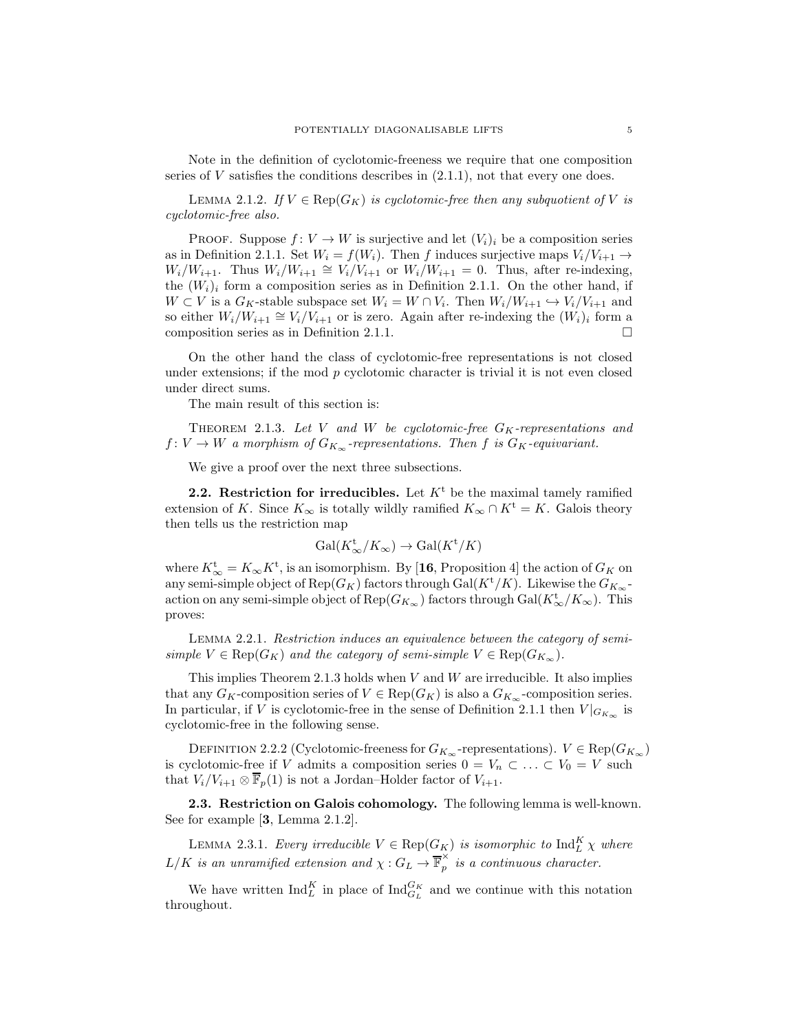Note in the definition of cyclotomic-freeness we require that one composition series of $V$ satisfies the conditions describes in (2.1.1), not that every one does.

LEMMA 2.1.2. *If $V \in \mathrm{Rep}(G_K)$ is cyclotomic-free then any subquotient of $V$ is cyclotomic-free also.*

PROOF. Suppose $f\colon V \to W$ is surjective and let $(V_i)_i$ be a composition series as in Definition 2.1.1. Set $W_i = f(W_i)$. Then $f$ induces surjective maps $V_i/V_{i+1} \to W_i/W_{i+1}$. Thus $W_i/W_{i+1} \cong V_i/V_{i+1}$ or $W_i/W_{i+1} = 0$. Thus, after re-indexing, the $(W_i)_i$ form a composition series as in Definition 2.1.1. On the other hand, if $W \subset V$ is a $G_K$-stable subspace set $W_i = W \cap V_i$. Then $W_i/W_{i+1} \hookrightarrow V_i/V_{i+1}$ and so either $W_i/W_{i+1} \cong V_i/V_{i+1}$ or is zero. Again after re-indexing the $(W_i)_i$ form a composition series as in Definition 2.1.1. □

On the other hand the class of cyclotomic-free representations is not closed under extensions; if the mod $p$ cyclotomic character is trivial it is not even closed under direct sums.

The main result of this section is:

THEOREM 2.1.3. *Let $V$ and $W$ be cyclotomic-free $G_K$-representations and $f\colon V \to W$ a morphism of $G_{K_\infty}$-representations. Then $f$ is $G_K$-equivariant.*

We give a proof over the next three subsections.

**2.2. Restriction for irreducibles.** Let $K^{\mathrm{t}}$ be the maximal tamely ramified extension of $K$. Since $K_\infty$ is totally wildly ramified $K_\infty \cap K^{\mathrm{t}} = K$. Galois theory then tells us the restriction map

$$\mathrm{Gal}(K^{\mathrm{t}}_\infty/K_\infty) \to \mathrm{Gal}(K^{\mathrm{t}}/K)$$

where $K^{\mathrm{t}}_\infty = K_\infty K^{\mathrm{t}}$, is an isomorphism. By [**16**, Proposition 4] the action of $G_K$ on any semi-simple object of $\mathrm{Rep}(G_K)$ factors through $\mathrm{Gal}(K^{\mathrm{t}}/K)$. Likewise the $G_{K_\infty}$-action on any semi-simple object of $\mathrm{Rep}(G_{K_\infty})$ factors through $\mathrm{Gal}(K^{\mathrm{t}}_\infty/K_\infty)$. This proves:

LEMMA 2.2.1. *Restriction induces an equivalence between the category of semi-simple $V \in \mathrm{Rep}(G_K)$ and the category of semi-simple $V \in \mathrm{Rep}(G_{K_\infty})$.*

This implies Theorem 2.1.3 holds when $V$ and $W$ are irreducible. It also implies that any $G_K$-composition series of $V \in \mathrm{Rep}(G_K)$ is also a $G_{K_\infty}$-composition series. In particular, if $V$ is cyclotomic-free in the sense of Definition 2.1.1 then $V|_{G_{K_\infty}}$ is cyclotomic-free in the following sense.

DEFINITION 2.2.2 (Cyclotomic-freeness for $G_{K_\infty}$-representations). $V \in \mathrm{Rep}(G_{K_\infty})$ is cyclotomic-free if $V$ admits a composition series $0 = V_n \subset \ldots \subset V_0 = V$ such that $V_i/V_{i+1} \otimes \overline{\mathbb{F}}_p(1)$ is not a Jordan–Holder factor of $V_{i+1}$.

**2.3. Restriction on Galois cohomology.** The following lemma is well-known. See for example [**3**, Lemma 2.1.2].

LEMMA 2.3.1. *Every irreducible $V \in \mathrm{Rep}(G_K)$ is isomorphic to $\mathrm{Ind}_L^K \chi$ where $L/K$ is an unramified extension and $\chi : G_L \to \overline{\mathbb{F}}_p^\times$ is a continuous character.*

We have written $\mathrm{Ind}_L^K$ in place of $\mathrm{Ind}_{G_L}^{G_K}$ and we continue with this notation throughout.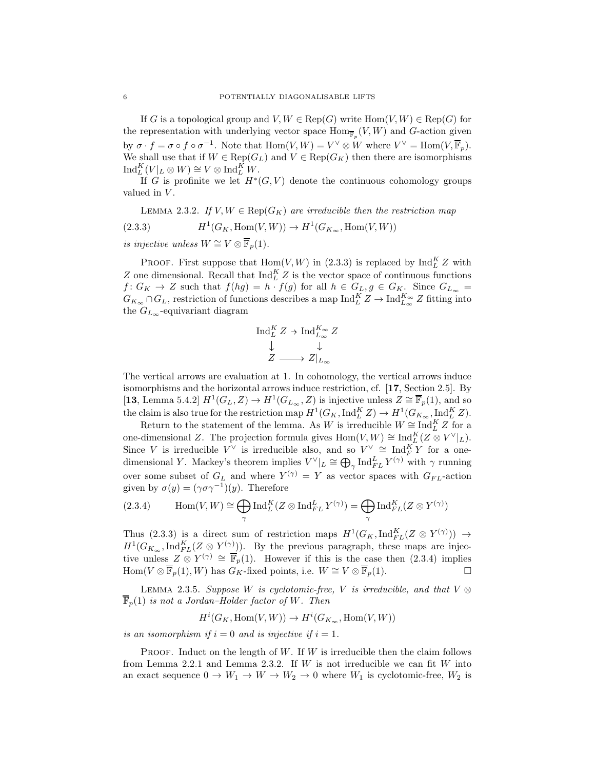If $G$ is a topological group and $V, W \in \mathrm{Rep}(G)$ write $\mathrm{Hom}(V, W) \in \mathrm{Rep}(G)$ for the representation with underlying vector space $\mathrm{Hom}_{\overline{\mathbb{F}}_p}(V, W)$ and $G$-action given by $\sigma \cdot f = \sigma \circ f \circ \sigma^{-1}$. Note that $\mathrm{Hom}(V, W) = V^\vee \otimes W$ where $V^\vee = \mathrm{Hom}(V, \overline{\mathbb{F}}_p)$. We shall use that if $W \in \mathrm{Rep}(G_L)$ and $V \in \mathrm{Rep}(G_K)$ then there are isomorphisms $\mathrm{Ind}_L^K(V|_L \otimes W) \cong V \otimes \mathrm{Ind}_L^K W$.

If $G$ is profinite we let $H^*(G, V)$ denote the continuous cohomology groups valued in $V$.

Lemma 2.3.2. *If $V, W \in \mathrm{Rep}(G_K)$ are irreducible then the restriction map*

$$H^1(G_K, \mathrm{Hom}(V, W)) \to H^1(G_{K_\infty}, \mathrm{Hom}(V, W)) \tag{2.3.3}$$

*is injective unless $W \cong V \otimes \overline{\mathbb{F}}_p(1)$.*

Proof. First suppose that $\mathrm{Hom}(V, W)$ in (2.3.3) is replaced by $\mathrm{Ind}_L^K Z$ with $Z$ one dimensional. Recall that $\mathrm{Ind}_L^K Z$ is the vector space of continuous functions $f \colon G_K \to Z$ such that $f(hg) = h \cdot f(g)$ for all $h \in G_L, g \in G_K$. Since $G_{L_\infty} = G_{K_\infty} \cap G_L$, restriction of functions describes a map $\mathrm{Ind}_L^K Z \to \mathrm{Ind}_{L_\infty}^{K_\infty} Z$ fitting into the $G_{L_\infty}$-equivariant diagram

$$\begin{array}{ccc} \mathrm{Ind}_L^K Z & \to & \mathrm{Ind}_{L_\infty}^{K_\infty} Z \\ \downarrow & & \downarrow \\ Z & \longrightarrow & Z|_{L_\infty} \end{array}$$

The vertical arrows are evaluation at 1. In cohomology, the vertical arrows induce isomorphisms and the horizontal arrows induce restriction, cf. [**17**, Section 2.5]. By [**13**, Lemma 5.4.2] $H^1(G_L, Z) \to H^1(G_{L_\infty}, Z)$ is injective unless $Z \cong \overline{\mathbb{F}}_p(1)$, and so the claim is also true for the restriction map $H^1(G_K, \mathrm{Ind}_L^K Z) \to H^1(G_{K_\infty}, \mathrm{Ind}_L^K Z)$.

Return to the statement of the lemma. As $W$ is irreducible $W \cong \mathrm{Ind}_L^K Z$ for a one-dimensional $Z$. The projection formula gives $\mathrm{Hom}(V, W) \cong \mathrm{Ind}_L^K(Z \otimes V^\vee|_L)$. Since $V$ is irreducible $V^\vee$ is irreducible also, and so $V^\vee \cong \mathrm{Ind}_F^K Y$ for a one-dimensional $Y$. Mackey's theorem implies $V^\vee|_L \cong \bigoplus_\gamma \mathrm{Ind}_{FL}^L Y^{(\gamma)}$ with $\gamma$ running over some subset of $G_L$ and where $Y^{(\gamma)} = Y$ as vector spaces with $G_{FL}$-action given by $\sigma(y) = (\gamma\sigma\gamma^{-1})(y)$. Therefore

$$\mathrm{Hom}(V, W) \cong \bigoplus_\gamma \mathrm{Ind}_L^K(Z \otimes \mathrm{Ind}_{FL}^L Y^{(\gamma)}) = \bigoplus_\gamma \mathrm{Ind}_{FL}^K(Z \otimes Y^{(\gamma)}) \tag{2.3.4}$$

Thus (2.3.3) is a direct sum of restriction maps $H^1(G_K, \mathrm{Ind}_{FL}^K(Z \otimes Y^{(\gamma)})) \to H^1(G_{K_\infty}, \mathrm{Ind}_{FL}^K(Z \otimes Y^{(\gamma)}))$. By the previous paragraph, these maps are injective unless $Z \otimes Y^{(\gamma)} \cong \overline{\mathbb{F}}_p(1)$. However if this is the case then (2.3.4) implies $\mathrm{Hom}(V \otimes \overline{\mathbb{F}}_p(1), W)$ has $G_K$-fixed points, i.e. $W \cong V \otimes \overline{\mathbb{F}}_p(1)$. ∎

Lemma 2.3.5. *Suppose $W$ is cyclotomic-free, $V$ is irreducible, and that $V \otimes \overline{\mathbb{F}}_p(1)$ is not a Jordan–Holder factor of $W$. Then*

$$H^i(G_K, \mathrm{Hom}(V, W)) \to H^i(G_{K_\infty}, \mathrm{Hom}(V, W))$$

*is an isomorphism if $i = 0$ and is injective if $i = 1$.*

Proof. Induct on the length of $W$. If $W$ is irreducible then the claim follows from Lemma 2.2.1 and Lemma 2.3.2. If $W$ is not irreducible we can fit $W$ into an exact sequence $0 \to W_1 \to W \to W_2 \to 0$ where $W_1$ is cyclotomic-free, $W_2$ is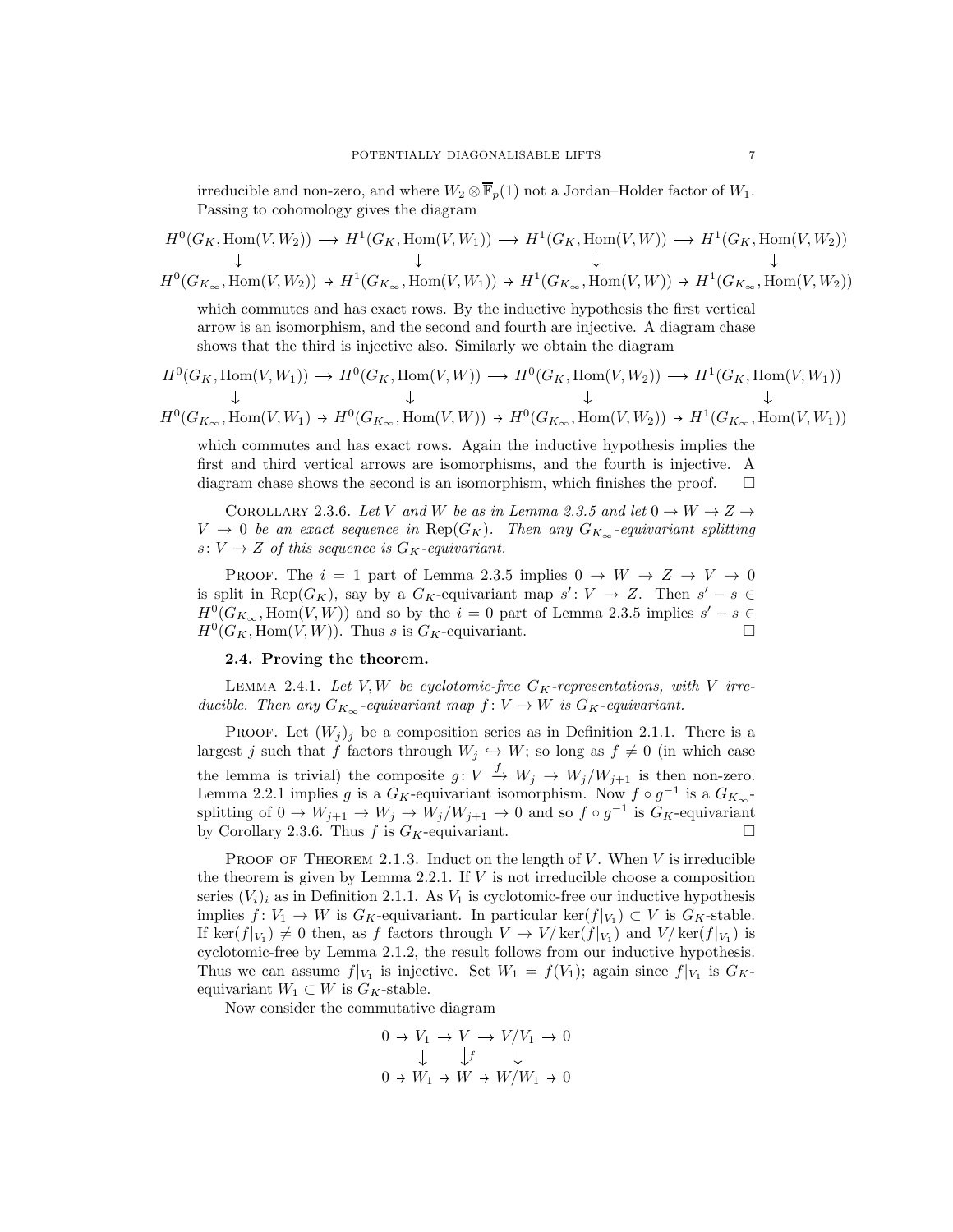irreducible and non-zero, and where $W_2 \otimes \overline{\mathbb{F}}_p(1)$ not a Jordan–Holder factor of $W_1$. Passing to cohomology gives the diagram

$$\begin{array}{ccccccc}
H^0(G_K, \mathrm{Hom}(V, W_2)) & \longrightarrow & H^1(G_K, \mathrm{Hom}(V, W_1)) & \longrightarrow & H^1(G_K, \mathrm{Hom}(V, W)) & \longrightarrow & H^1(G_K, \mathrm{Hom}(V, W_2)) \\
\downarrow & & \downarrow & & \downarrow & & \downarrow \\
H^0(G_{K_\infty}, \mathrm{Hom}(V, W_2)) & \to & H^1(G_{K_\infty}, \mathrm{Hom}(V, W_1)) & \to & H^1(G_{K_\infty}, \mathrm{Hom}(V, W)) & \to & H^1(G_{K_\infty}, \mathrm{Hom}(V, W_2))
\end{array}$$

which commutes and has exact rows. By the inductive hypothesis the first vertical arrow is an isomorphism, and the second and fourth are injective. A diagram chase shows that the third is injective also. Similarly we obtain the diagram

$$\begin{array}{ccccccc}
H^0(G_K, \mathrm{Hom}(V, W_1)) & \longrightarrow & H^0(G_K, \mathrm{Hom}(V, W)) & \longrightarrow & H^0(G_K, \mathrm{Hom}(V, W_2)) & \longrightarrow & H^1(G_K, \mathrm{Hom}(V, W_1)) \\
\downarrow & & \downarrow & & \downarrow & & \downarrow \\
H^0(G_{K_\infty}, \mathrm{Hom}(V, W_1) & \to & H^0(G_{K_\infty}, \mathrm{Hom}(V, W)) & \to & H^0(G_{K_\infty}, \mathrm{Hom}(V, W_2)) & \to & H^1(G_{K_\infty}, \mathrm{Hom}(V, W_1))
\end{array}$$

which commutes and has exact rows. Again the inductive hypothesis implies the first and third vertical arrows are isomorphisms, and the fourth is injective. A diagram chase shows the second is an isomorphism, which finishes the proof. □

Corollary 2.3.6. *Let $V$ and $W$ be as in Lemma 2.3.5 and let $0 \to W \to Z \to V \to 0$ be an exact sequence in $\mathrm{Rep}(G_K)$. Then any $G_{K_\infty}$-equivariant splitting $s \colon V \to Z$ of this sequence is $G_K$-equivariant.*

Proof. The $i = 1$ part of Lemma 2.3.5 implies $0 \to W \to Z \to V \to 0$ is split in $\mathrm{Rep}(G_K)$, say by a $G_K$-equivariant map $s' \colon V \to Z$. Then $s' - s \in H^0(G_{K_\infty}, \mathrm{Hom}(V, W))$ and so by the $i = 0$ part of Lemma 2.3.5 implies $s' - s \in H^0(G_K, \mathrm{Hom}(V, W))$. Thus $s$ is $G_K$-equivariant. □

### 2.4. Proving the theorem.

Lemma 2.4.1. *Let $V, W$ be cyclotomic-free $G_K$-representations, with $V$ irreducible. Then any $G_{K_\infty}$-equivariant map $f \colon V \to W$ is $G_K$-equivariant.*

Proof. Let $(W_j)_j$ be a composition series as in Definition 2.1.1. There is a largest $j$ such that $f$ factors through $W_j \hookrightarrow W$; so long as $f \neq 0$ (in which case the lemma is trivial) the composite $g \colon V \xrightarrow{f} W_j \to W_j/W_{j+1}$ is then non-zero. Lemma 2.2.1 implies $g$ is a $G_K$-equivariant isomorphism. Now $f \circ g^{-1}$ is a $G_{K_\infty}$-splitting of $0 \to W_{j+1} \to W_j \to W_j/W_{j+1} \to 0$ and so $f \circ g^{-1}$ is $G_K$-equivariant by Corollary 2.3.6. Thus $f$ is $G_K$-equivariant. □

Proof of Theorem 2.1.3. Induct on the length of $V$. When $V$ is irreducible the theorem is given by Lemma 2.2.1. If $V$ is not irreducible choose a composition series $(V_i)_i$ as in Definition 2.1.1. As $V_1$ is cyclotomic-free our inductive hypothesis implies $f \colon V_1 \to W$ is $G_K$-equivariant. In particular $\ker(f|_{V_1}) \subset V$ is $G_K$-stable. If $\ker(f|_{V_1}) \neq 0$ then, as $f$ factors through $V \to V/\ker(f|_{V_1})$ and $V/\ker(f|_{V_1})$ is cyclotomic-free by Lemma 2.1.2, the result follows from our inductive hypothesis. Thus we can assume $f|_{V_1}$ is injective. Set $W_1 = f(V_1)$; again since $f|_{V_1}$ is $G_K$-equivariant $W_1 \subset W$ is $G_K$-stable.

Now consider the commutative diagram

$$\begin{array}{ccccccccc}
0 & \to & V_1 & \to & V & \to & V/V_1 & \to & 0 \\
 & & \downarrow & & \downarrow^{f} & & \downarrow & & \\
0 & \to & W_1 & \to & W & \to & W/W_1 & \to & 0
\end{array}$$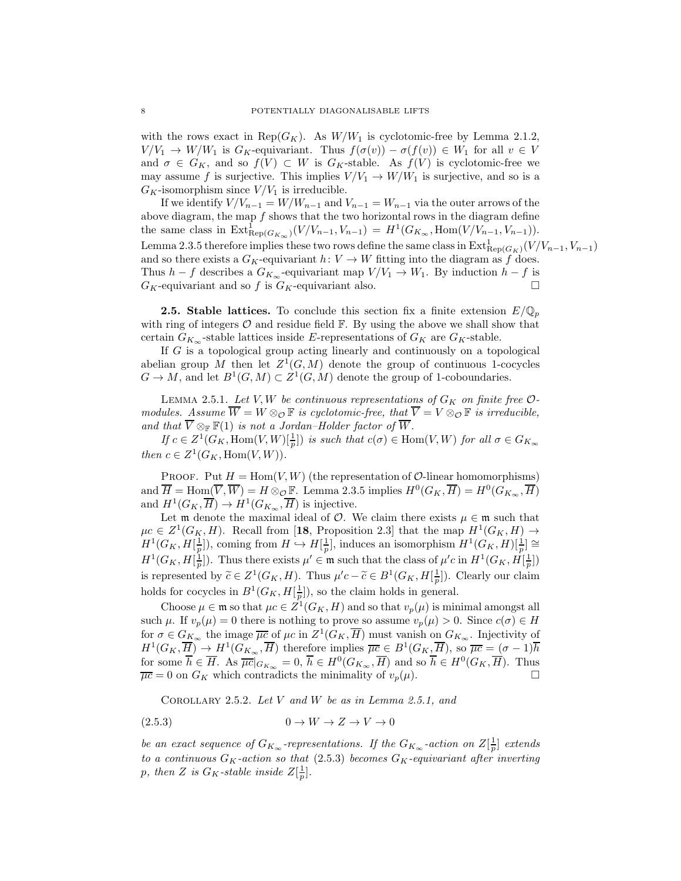with the rows exact in $\mathrm{Rep}(G_K)$. As $W/W_1$ is cyclotomic-free by Lemma 2.1.2, $V/V_1 \to W/W_1$ is $G_K$-equivariant. Thus $f(\sigma(v)) - \sigma(f(v)) \in W_1$ for all $v \in V$ and $\sigma \in G_K$, and so $f(V) \subset W$ is $G_K$-stable. As $f(V)$ is cyclotomic-free we may assume $f$ is surjective. This implies $V/V_1 \to W/W_1$ is surjective, and so is a $G_K$-isomorphism since $V/V_1$ is irreducible.

If we identify $V/V_{n-1} = W/W_{n-1}$ and $V_{n-1} = W_{n-1}$ via the outer arrows of the above diagram, the map $f$ shows that the two horizontal rows in the diagram define the same class in $\mathrm{Ext}^1_{\mathrm{Rep}(G_{K_\infty})}(V/V_{n-1}, V_{n-1}) = H^1(G_{K_\infty}, \mathrm{Hom}(V/V_{n-1}, V_{n-1}))$. Lemma 2.3.5 therefore implies these two rows define the same class in $\mathrm{Ext}^1_{\mathrm{Rep}(G_K)}(V/V_{n-1}, V_{n-1})$ and so there exists a $G_K$-equivariant $h \colon V \to W$ fitting into the diagram as $f$ does. Thus $h - f$ describes a $G_{K_\infty}$-equivariant map $V/V_1 \to W_1$. By induction $h - f$ is $G_K$-equivariant and so $f$ is $G_K$-equivariant also. $\square$

**2.5. Stable lattices.** To conclude this section fix a finite extension $E/\mathbb{Q}_p$ with ring of integers $\mathcal{O}$ and residue field $\mathbb{F}$. By using the above we shall show that certain $G_{K_\infty}$-stable lattices inside $E$-representations of $G_K$ are $G_K$-stable.

If $G$ is a topological group acting linearly and continuously on a topological abelian group $M$ then let $Z^1(G, M)$ denote the group of continuous 1-cocycles $G \to M$, and let $B^1(G, M) \subset Z^1(G, M)$ denote the group of 1-coboundaries.

Lemma 2.5.1. *Let $V, W$ be continuous representations of $G_K$ on finite free $\mathcal{O}$-modules. Assume $\overline{W} = W \otimes_{\mathcal{O}} \mathbb{F}$ is cyclotomic-free, that $\overline{V} = V \otimes_{\mathcal{O}} \mathbb{F}$ is irreducible, and that $\overline{V} \otimes_{\mathbb{F}} \mathbb{F}(1)$ is not a Jordan–Holder factor of $\overline{W}$.*

*If $c \in Z^1(G_K, \mathrm{Hom}(V, W)[\frac{1}{p}])$ is such that $c(\sigma) \in \mathrm{Hom}(V, W)$ for all $\sigma \in G_{K_\infty}$ then $c \in Z^1(G_K, \mathrm{Hom}(V, W))$.*

Proof. Put $H = \mathrm{Hom}(V, W)$ (the representation of $\mathcal{O}$-linear homomorphisms) and $\overline{H} = \mathrm{Hom}(\overline{V}, \overline{W}) = H \otimes_{\mathcal{O}} \mathbb{F}$. Lemma 2.3.5 implies $H^0(G_K, \overline{H}) = H^0(G_{K_\infty}, \overline{H})$ and $H^1(G_K, \overline{H}) \to H^1(G_{K_\infty}, \overline{H})$ is injective.

Let $\mathfrak{m}$ denote the maximal ideal of $\mathcal{O}$. We claim there exists $\mu \in \mathfrak{m}$ such that $\mu c \in Z^1(G_K, H)$. Recall from [**18**, Proposition 2.3] that the map $H^1(G_K, H) \to H^1(G_K, H[\frac{1}{p}])$, coming from $H \hookrightarrow H[\frac{1}{p}]$, induces an isomorphism $H^1(G_K, H)[\frac{1}{p}] \cong H^1(G_K, H[\frac{1}{p}])$. Thus there exists $\mu' \in \mathfrak{m}$ such that the class of $\mu' c$ in $H^1(G_K, H[\frac{1}{p}])$ is represented by $\widetilde{c} \in Z^1(G_K, H)$. Thus $\mu' c - \widetilde{c} \in B^1(G_K, H[\frac{1}{p}])$. Clearly our claim holds for cocycles in $B^1(G_K, H[\frac{1}{p}])$, so the claim holds in general.

Choose $\mu \in \mathfrak{m}$ so that $\mu c \in Z^1(G_K, H)$ and so that $v_p(\mu)$ is minimal amongst all such $\mu$. If $v_p(\mu) = 0$ there is nothing to prove so assume $v_p(\mu) > 0$. Since $c(\sigma) \in H$ for $\sigma \in G_{K_\infty}$ the image $\overline{\mu c}$ of $\mu c$ in $Z^1(G_K, \overline{H})$ must vanish on $G_{K_\infty}$. Injectivity of $H^1(G_K, \overline{H}) \to H^1(G_{K_\infty}, \overline{H})$ therefore implies $\overline{\mu c} \in B^1(G_K, \overline{H})$, so $\overline{\mu c} = (\sigma - 1)\overline{h}$ for some $\overline{h} \in \overline{H}$. As $\overline{\mu c}|_{G_{K_\infty}} = 0$, $\overline{h} \in H^0(G_{K_\infty}, \overline{H})$ and so $\overline{h} \in H^0(G_K, \overline{H})$. Thus $\overline{\mu c} = 0$ on $G_K$ which contradicts the minimality of $v_p(\mu)$. $\square$

Corollary 2.5.2. *Let $V$ and $W$ be as in Lemma 2.5.1, and*

$$0 \to W \to Z \to V \to 0 \tag{2.5.3}$$

*be an exact sequence of $G_{K_\infty}$-representations. If the $G_{K_\infty}$-action on $Z[\frac{1}{p}]$ extends to a continuous $G_K$-action so that (2.5.3) becomes $G_K$-equivariant after inverting $p$, then $Z$ is $G_K$-stable inside $Z[\frac{1}{p}]$.*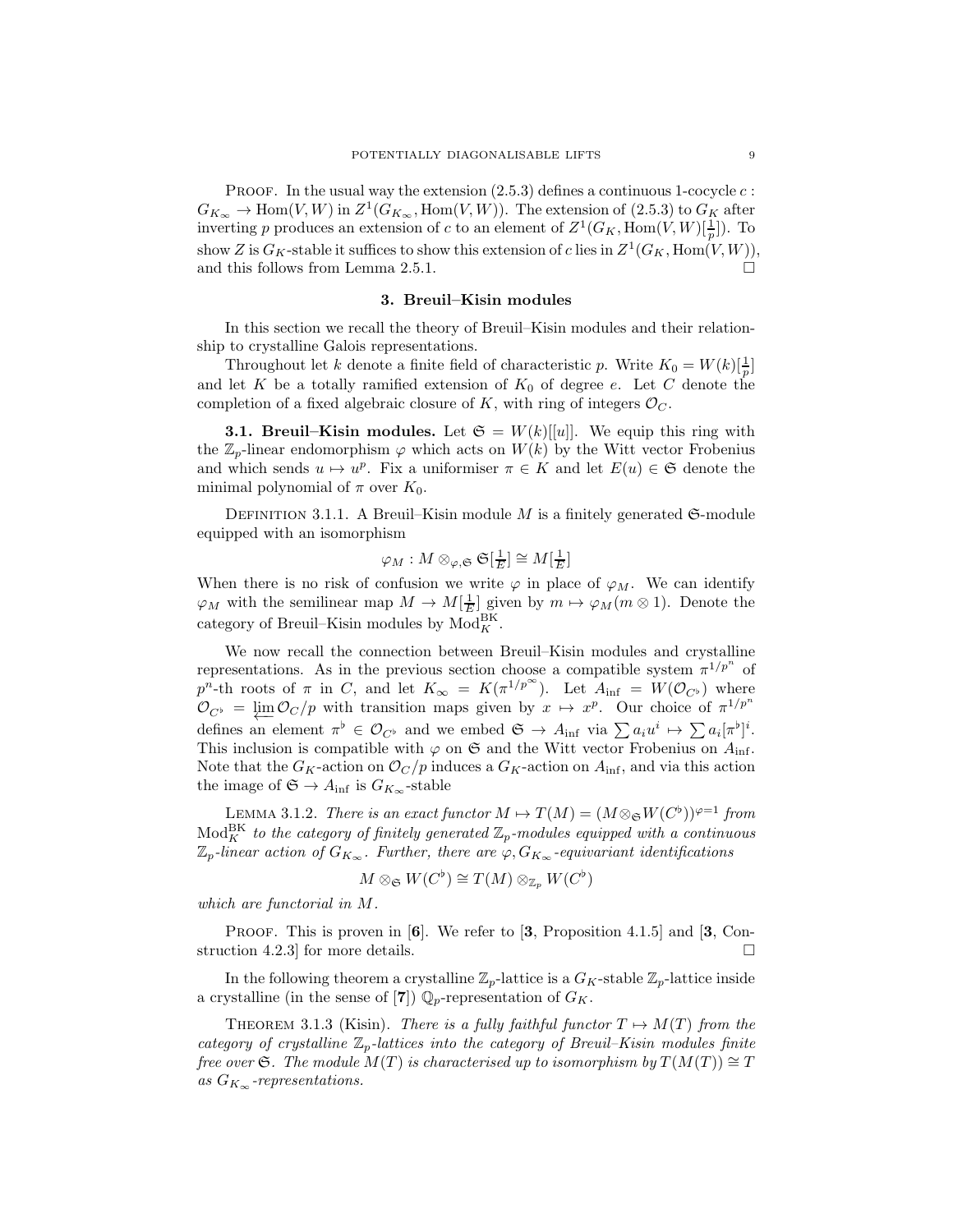Proof. In the usual way the extension (2.5.3) defines a continuous 1-cocycle $c : G_{K_\infty} \to \mathrm{Hom}(V, W)$ in $Z^1(G_{K_\infty}, \mathrm{Hom}(V, W))$. The extension of (2.5.3) to $G_K$ after inverting $p$ produces an extension of $c$ to an element of $Z^1(G_K, \mathrm{Hom}(V, W)[\frac{1}{p}])$. To show $Z$ is $G_K$-stable it suffices to show this extension of $c$ lies in $Z^1(G_K, \mathrm{Hom}(V, W))$, and this follows from Lemma 2.5.1. $\square$

## 3. Breuil–Kisin modules

In this section we recall the theory of Breuil–Kisin modules and their relationship to crystalline Galois representations.

Throughout let $k$ denote a finite field of characteristic $p$. Write $K_0 = W(k)[\frac{1}{p}]$ and let $K$ be a totally ramified extension of $K_0$ of degree $e$. Let $C$ denote the completion of a fixed algebraic closure of $K$, with ring of integers $\mathcal{O}_C$.

**3.1. Breuil–Kisin modules.** Let $\mathfrak{S} = W(k)[[u]]$. We equip this ring with the $\mathbb{Z}_p$-linear endomorphism $\varphi$ which acts on $W(k)$ by the Witt vector Frobenius and which sends $u \mapsto u^p$. Fix a uniformiser $\pi \in K$ and let $E(u) \in \mathfrak{S}$ denote the minimal polynomial of $\pi$ over $K_0$.

Definition 3.1.1. A Breuil–Kisin module $M$ is a finitely generated $\mathfrak{S}$-module equipped with an isomorphism

$$\varphi_M : M \otimes_{\varphi, \mathfrak{S}} \mathfrak{S}[\tfrac{1}{E}] \cong M[\tfrac{1}{E}]$$

When there is no risk of confusion we write $\varphi$ in place of $\varphi_M$. We can identify $\varphi_M$ with the semilinear map $M \to M[\frac{1}{E}]$ given by $m \mapsto \varphi_M(m \otimes 1)$. Denote the category of Breuil–Kisin modules by $\mathrm{Mod}_K^{\mathrm{BK}}$.

We now recall the connection between Breuil–Kisin modules and crystalline representations. As in the previous section choose a compatible system $\pi^{1/p^n}$ of $p^n$-th roots of $\pi$ in $C$, and let $K_\infty = K(\pi^{1/p^\infty})$. Let $A_{\mathrm{inf}} = W(\mathcal{O}_{C^\flat})$ where $\mathcal{O}_{C^\flat} = \varprojlim \mathcal{O}_C/p$ with transition maps given by $x \mapsto x^p$. Our choice of $\pi^{1/p^n}$ defines an element $\pi^\flat \in \mathcal{O}_{C^\flat}$ and we embed $\mathfrak{S} \to A_{\mathrm{inf}}$ via $\sum a_i u^i \mapsto \sum a_i [\pi^\flat]^i$. This inclusion is compatible with $\varphi$ on $\mathfrak{S}$ and the Witt vector Frobenius on $A_{\mathrm{inf}}$. Note that the $G_K$-action on $\mathcal{O}_C/p$ induces a $G_K$-action on $A_{\mathrm{inf}}$, and via this action the image of $\mathfrak{S} \to A_{\mathrm{inf}}$ is $G_{K_\infty}$-stable

Lemma 3.1.2. *There is an exact functor $M \mapsto T(M) = (M \otimes_{\mathfrak{S}} W(C^\flat))^{\varphi=1}$ from $\mathrm{Mod}_K^{\mathrm{BK}}$ to the category of finitely generated $\mathbb{Z}_p$-modules equipped with a continuous $\mathbb{Z}_p$-linear action of $G_{K_\infty}$. Further, there are $\varphi, G_{K_\infty}$-equivariant identifications*

$$M \otimes_{\mathfrak{S}} W(C^\flat) \cong T(M) \otimes_{\mathbb{Z}_p} W(C^\flat)$$

*which are functorial in $M$.*

Proof. This is proven in [**6**]. We refer to [**3**, Proposition 4.1.5] and [**3**, Construction 4.2.3] for more details. $\square$

In the following theorem a crystalline $\mathbb{Z}_p$-lattice is a $G_K$-stable $\mathbb{Z}_p$-lattice inside a crystalline (in the sense of [**7**]) $\mathbb{Q}_p$-representation of $G_K$.

Theorem 3.1.3 (Kisin). *There is a fully faithful functor $T \mapsto M(T)$ from the category of crystalline $\mathbb{Z}_p$-lattices into the category of Breuil–Kisin modules finite free over $\mathfrak{S}$. The module $M(T)$ is characterised up to isomorphism by $T(M(T)) \cong T$ as $G_{K_\infty}$-representations.*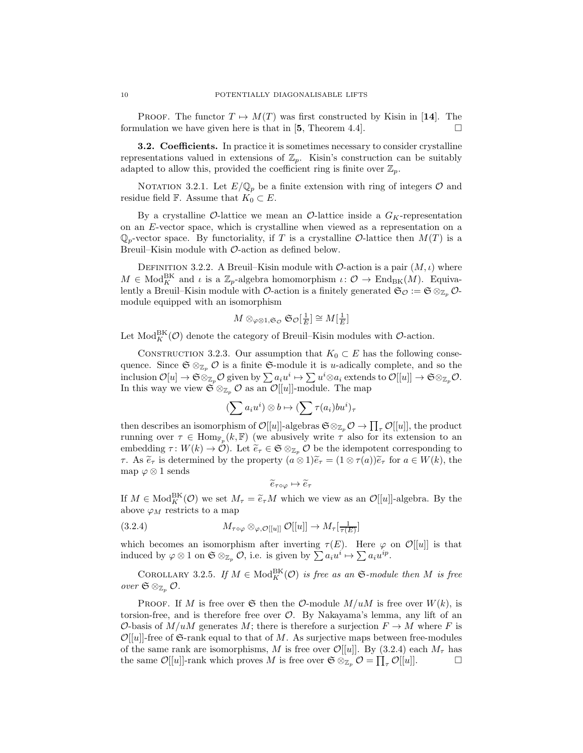PROOF. The functor $T \mapsto M(T)$ was first constructed by Kisin in [**14**]. The formulation we have given here is that in [**5**, Theorem 4.4]. $\square$

**3.2. Coefficients.** In practice it is sometimes necessary to consider crystalline representations valued in extensions of $\mathbb{Z}_p$. Kisin's construction can be suitably adapted to allow this, provided the coefficient ring is finite over $\mathbb{Z}_p$.

NOTATION 3.2.1. Let $E/\mathbb{Q}_p$ be a finite extension with ring of integers $\mathcal{O}$ and residue field $\mathbb{F}$. Assume that $K_0 \subset E$.

By a crystalline $\mathcal{O}$-lattice we mean an $\mathcal{O}$-lattice inside a $G_K$-representation on an $E$-vector space, which is crystalline when viewed as a representation on a $\mathbb{Q}_p$-vector space. By functoriality, if $T$ is a crystalline $\mathcal{O}$-lattice then $M(T)$ is a Breuil–Kisin module with $\mathcal{O}$-action as defined below.

DEFINITION 3.2.2. A Breuil–Kisin module with $\mathcal{O}$-action is a pair $(M, \iota)$ where $M \in \mathrm{Mod}_K^{\mathrm{BK}}$ and $\iota$ is a $\mathbb{Z}_p$-algebra homomorphism $\iota\colon \mathcal{O} \to \mathrm{End}_{\mathrm{BK}}(M)$. Equivalently a Breuil–Kisin module with $\mathcal{O}$-action is a finitely generated $\mathfrak{S}_{\mathcal{O}} := \mathfrak{S} \otimes_{\mathbb{Z}_p} \mathcal{O}$-module equipped with an isomorphism

$$M \otimes_{\varphi \otimes 1, \mathfrak{S}_{\mathcal{O}}} \mathfrak{S}_{\mathcal{O}}[\tfrac{1}{E}] \cong M[\tfrac{1}{E}]$$

Let $\mathrm{Mod}_K^{\mathrm{BK}}(\mathcal{O})$ denote the category of Breuil–Kisin modules with $\mathcal{O}$-action.

CONSTRUCTION 3.2.3. Our assumption that $K_0 \subset E$ has the following consequence. Since $\mathfrak{S} \otimes_{\mathbb{Z}_p} \mathcal{O}$ is a finite $\mathfrak{S}$-module it is $u$-adically complete, and so the inclusion $\mathcal{O}[u] \to \mathfrak{S} \otimes_{\mathbb{Z}_p} \mathcal{O}$ given by $\sum a_i u^i \mapsto \sum u^i \otimes a_i$ extends to $\mathcal{O}[[u]] \to \mathfrak{S} \otimes_{\mathbb{Z}_p} \mathcal{O}$. In this way we view $\mathfrak{S} \otimes_{\mathbb{Z}_p} \mathcal{O}$ as an $\mathcal{O}[[u]]$-module. The map

$$(\sum a_i u^i) \otimes b \mapsto (\sum \tau(a_i) b u^i)_\tau$$

then describes an isomorphism of $\mathcal{O}[[u]]$-algebras $\mathfrak{S} \otimes_{\mathbb{Z}_p} \mathcal{O} \to \prod_\tau \mathcal{O}[[u]]$, the product running over $\tau \in \mathrm{Hom}_{\mathbb{F}_p}(k, \mathbb{F})$ (we abusively write $\tau$ also for its extension to an embedding $\tau\colon W(k) \to \mathcal{O}$). Let $\widetilde{e}_\tau \in \mathfrak{S} \otimes_{\mathbb{Z}_p} \mathcal{O}$ be the idempotent corresponding to $\tau$. As $\widetilde{e}_\tau$ is determined by the property $(a \otimes 1)\widetilde{e}_\tau = (1 \otimes \tau(a))\widetilde{e}_\tau$ for $a \in W(k)$, the map $\varphi \otimes 1$ sends

$$\widetilde{e}_{\tau \circ \varphi} \mapsto \widetilde{e}_\tau$$

If $M \in \mathrm{Mod}_K^{\mathrm{BK}}(\mathcal{O})$ we set $M_\tau = \widetilde{e}_\tau M$ which we view as an $\mathcal{O}[[u]]$-algebra. By the above $\varphi_M$ restricts to a map

$$M_{\tau \circ \varphi} \otimes_{\varphi, \mathcal{O}[[u]]} \mathcal{O}[[u]] \to M_\tau[\tfrac{1}{\tau(E)}] \tag{3.2.4}$$

which becomes an isomorphism after inverting $\tau(E)$. Here $\varphi$ on $\mathcal{O}[[u]]$ is that induced by $\varphi \otimes 1$ on $\mathfrak{S} \otimes_{\mathbb{Z}_p} \mathcal{O}$, i.e. is given by $\sum a_i u^i \mapsto \sum a_i u^{ip}$.

COROLLARY 3.2.5. *If $M \in \mathrm{Mod}_K^{\mathrm{BK}}(\mathcal{O})$ is free as an $\mathfrak{S}$-module then $M$ is free over $\mathfrak{S} \otimes_{\mathbb{Z}_p} \mathcal{O}$.*

PROOF. If $M$ is free over $\mathfrak{S}$ then the $\mathcal{O}$-module $M/uM$ is free over $W(k)$, is torsion-free, and is therefore free over $\mathcal{O}$. By Nakayama's lemma, any lift of an $\mathcal{O}$-basis of $M/uM$ generates $M$; there is therefore a surjection $F \to M$ where $F$ is $\mathcal{O}[[u]]$-free of $\mathfrak{S}$-rank equal to that of $M$. As surjective maps between free-modules of the same rank are isomorphisms, $M$ is free over $\mathcal{O}[[u]]$. By (3.2.4) each $M_\tau$ has the same $\mathcal{O}[[u]]$-rank which proves $M$ is free over $\mathfrak{S} \otimes_{\mathbb{Z}_p} \mathcal{O} = \prod_\tau \mathcal{O}[[u]]$. $\square$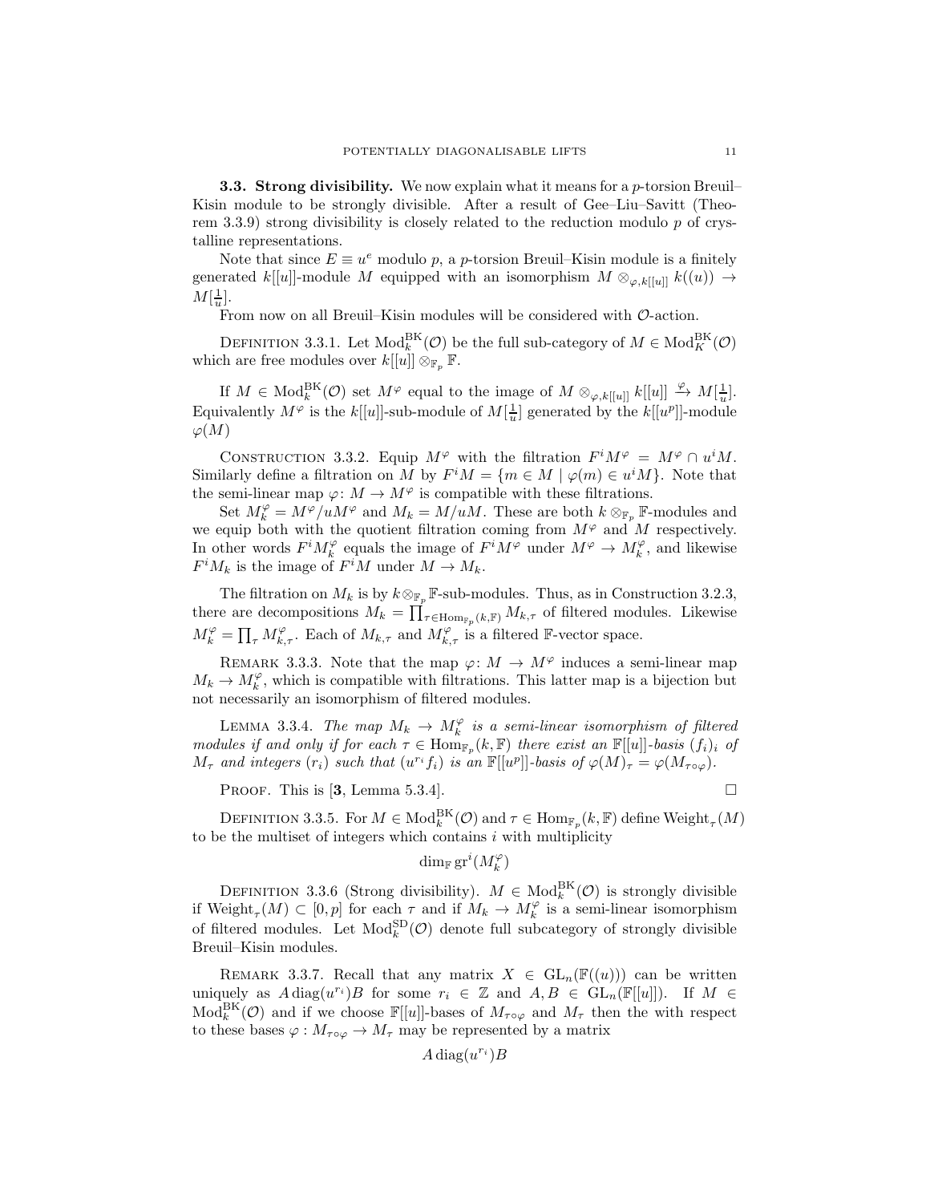**3.3. Strong divisibility.** We now explain what it means for a $p$-torsion Breuil–Kisin module to be strongly divisible. After a result of Gee–Liu–Savitt (Theorem 3.3.9) strong divisibility is closely related to the reduction modulo $p$ of crystalline representations.

Note that since $E \equiv u^e$ modulo $p$, a $p$-torsion Breuil–Kisin module is a finitely generated $k[[u]]$-module $M$ equipped with an isomorphism $M \otimes_{\varphi, k[[u]]} k((u)) \to M[\frac{1}{u}]$.

From now on all Breuil–Kisin modules will be considered with $\mathcal{O}$-action.

Definition 3.3.1. Let $\mathrm{Mod}^{\mathrm{BK}}_k(\mathcal{O})$ be the full sub-category of $M \in \mathrm{Mod}^{\mathrm{BK}}_K(\mathcal{O})$ which are free modules over $k[[u]] \otimes_{\mathbb{F}_p} \mathbb{F}$.

If $M \in \mathrm{Mod}^{\mathrm{BK}}_k(\mathcal{O})$ set $M^\varphi$ equal to the image of $M \otimes_{\varphi, k[[u]]} k[[u]] \xrightarrow{\varphi} M[\frac{1}{u}]$. Equivalently $M^\varphi$ is the $k[[u]]$-sub-module of $M[\frac{1}{u}]$ generated by the $k[[u^p]]$-module $\varphi(M)$

Construction 3.3.2. Equip $M^\varphi$ with the filtration $F^i M^\varphi = M^\varphi \cap u^i M$. Similarly define a filtration on $M$ by $F^i M = \{m \in M \mid \varphi(m) \in u^i M\}$. Note that the semi-linear map $\varphi \colon M \to M^\varphi$ is compatible with these filtrations.

Set $M^\varphi_k = M^\varphi / u M^\varphi$ and $M_k = M/uM$. These are both $k \otimes_{\mathbb{F}_p} \mathbb{F}$-modules and we equip both with the quotient filtration coming from $M^\varphi$ and $M$ respectively. In other words $F^i M^\varphi_k$ equals the image of $F^i M^\varphi$ under $M^\varphi \to M^\varphi_k$, and likewise $F^i M_k$ is the image of $F^i M$ under $M \to M_k$.

The filtration on $M_k$ is by $k \otimes_{\mathbb{F}_p} \mathbb{F}$-sub-modules. Thus, as in Construction 3.2.3, there are decompositions $M_k = \prod_{\tau \in \mathrm{Hom}_{\mathbb{F}_p}(k, \mathbb{F})} M_{k,\tau}$ of filtered modules. Likewise $M^\varphi_k = \prod_\tau M^\varphi_{k,\tau}$. Each of $M_{k,\tau}$ and $M^\varphi_{k,\tau}$ is a filtered $\mathbb{F}$-vector space.

Remark 3.3.3. Note that the map $\varphi \colon M \to M^\varphi$ induces a semi-linear map $M_k \to M^\varphi_k$, which is compatible with filtrations. This latter map is a bijection but not necessarily an isomorphism of filtered modules.

Lemma 3.3.4. *The map $M_k \to M^\varphi_k$ is a semi-linear isomorphism of filtered modules if and only if for each $\tau \in \mathrm{Hom}_{\mathbb{F}_p}(k, \mathbb{F})$ there exist an $\mathbb{F}[[u]]$-basis $(f_i)_i$ of $M_\tau$ and integers $(r_i)$ such that $(u^{r_i} f_i)$ is an $\mathbb{F}[[u^p]]$-basis of $\varphi(M)_\tau = \varphi(M_{\tau \circ \varphi})$.*

Proof. This is [**3**, Lemma 5.3.4]. □

Definition 3.3.5. For $M \in \mathrm{Mod}^{\mathrm{BK}}_k(\mathcal{O})$ and $\tau \in \mathrm{Hom}_{\mathbb{F}_p}(k, \mathbb{F})$ define $\mathrm{Weight}_\tau(M)$ to be the multiset of integers which contains $i$ with multiplicity

$$\dim_{\mathbb{F}} \mathrm{gr}^i(M^\varphi_k)$$

Definition 3.3.6 (Strong divisibility). $M \in \mathrm{Mod}^{\mathrm{BK}}_k(\mathcal{O})$ is strongly divisible if $\mathrm{Weight}_\tau(M) \subset [0, p]$ for each $\tau$ and if $M_k \to M^\varphi_k$ is a semi-linear isomorphism of filtered modules. Let $\mathrm{Mod}^{\mathrm{SD}}_k(\mathcal{O})$ denote full subcategory of strongly divisible Breuil–Kisin modules.

Remark 3.3.7. Recall that any matrix $X \in \mathrm{GL}_n(\mathbb{F}((u)))$ can be written uniquely as $A \operatorname{diag}(u^{r_i}) B$ for some $r_i \in \mathbb{Z}$ and $A, B \in \mathrm{GL}_n(\mathbb{F}[[u]])$. If $M \in \mathrm{Mod}^{\mathrm{BK}}_k(\mathcal{O})$ and if we choose $\mathbb{F}[[u]]$-bases of $M_{\tau \circ \varphi}$ and $M_\tau$ then the with respect to these bases $\varphi : M_{\tau \circ \varphi} \to M_\tau$ may be represented by a matrix

$$A \operatorname{diag}(u^{r_i}) B$$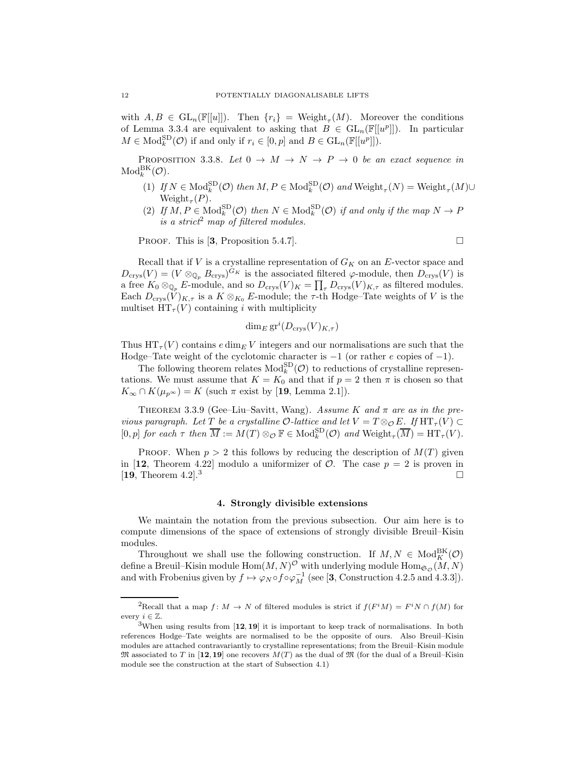with $A, B \in \mathrm{GL}_n(\mathbb{F}[[u]])$. Then $\{r_i\} = \mathrm{Weight}_\tau(M)$. Moreover the conditions of Lemma 3.3.4 are equivalent to asking that $B \in \mathrm{GL}_n(\mathbb{F}[[u^p]])$. In particular $M \in \mathrm{Mod}_k^{\mathrm{SD}}(\mathcal{O})$ if and only if $r_i \in [0,p]$ and $B \in \mathrm{GL}_n(\mathbb{F}[[u^p]])$.

Proposition 3.3.8. *Let $0 \to M \to N \to P \to 0$ be an exact sequence in $\mathrm{Mod}_k^{\mathrm{BK}}(\mathcal{O})$.*

1. *If $N \in \mathrm{Mod}_k^{\mathrm{SD}}(\mathcal{O})$ then $M, P \in \mathrm{Mod}_k^{\mathrm{SD}}(\mathcal{O})$ and $\mathrm{Weight}_\tau(N) = \mathrm{Weight}_\tau(M) \cup \mathrm{Weight}_\tau(P)$.*
2. *If $M, P \in \mathrm{Mod}_k^{\mathrm{SD}}(\mathcal{O})$ then $N \in \mathrm{Mod}_k^{\mathrm{SD}}(\mathcal{O})$ if and only if the map $N \to P$ is a strict[2] map of filtered modules.*

Proof. This is [**3**, Proposition 5.4.7]. □

Recall that if $V$ is a crystalline representation of $G_K$ on an $E$-vector space and $D_{\mathrm{crys}}(V) = (V \otimes_{\mathbb{Q}_p} B_{\mathrm{crys}})^{G_K}$ is the associated filtered $\varphi$-module, then $D_{\mathrm{crys}}(V)$ is a free $K_0 \otimes_{\mathbb{Q}_p} E$-module, and so $D_{\mathrm{crys}}(V)_K = \prod_\tau D_{\mathrm{crys}}(V)_{K,\tau}$ as filtered modules. Each $D_{\mathrm{crys}}(V)_{K,\tau}$ is a $K \otimes_{K_0} E$-module; the $\tau$-th Hodge–Tate weights of $V$ is the multiset $\mathrm{HT}_\tau(V)$ containing $i$ with multiplicity

$$\dim_E \mathrm{gr}^i(D_{\mathrm{crys}}(V)_{K,\tau})$$

Thus $\mathrm{HT}_\tau(V)$ contains $e \dim_E V$ integers and our normalisations are such that the Hodge–Tate weight of the cyclotomic character is $-1$ (or rather $e$ copies of $-1$).

The following theorem relates $\mathrm{Mod}_k^{\mathrm{SD}}(\mathcal{O})$ to reductions of crystalline representations. We must assume that $K = K_0$ and that if $p = 2$ then $\pi$ is chosen so that $K_\infty \cap K(\mu_{p^\infty}) = K$ (such $\pi$ exist by [**19**, Lemma 2.1]).

Theorem 3.3.9 (Gee–Liu–Savitt, Wang). *Assume $K$ and $\pi$ are as in the previous paragraph. Let $T$ be a crystalline $\mathcal{O}$-lattice and let $V = T \otimes_{\mathcal{O}} E$. If $\mathrm{HT}_\tau(V) \subset [0,p]$ for each $\tau$ then $\overline{M} := M(T) \otimes_{\mathcal{O}} \mathbb{F} \in \mathrm{Mod}_k^{\mathrm{SD}}(\mathcal{O})$ and $\mathrm{Weight}_\tau(\overline{M}) = \mathrm{HT}_\tau(V)$.*

Proof. When $p > 2$ this follows by reducing the description of $M(T)$ given in [**12**, Theorem 4.22] modulo a uniformizer of $\mathcal{O}$. The case $p = 2$ is proven in [**19**, Theorem 4.2].[3] □

## 4. Strongly divisible extensions

We maintain the notation from the previous subsection. Our aim here is to compute dimensions of the space of extensions of strongly divisible Breuil–Kisin modules.

Throughout we shall use the following construction. If $M, N \in \mathrm{Mod}_K^{\mathrm{BK}}(\mathcal{O})$ define a Breuil–Kisin module $\mathrm{Hom}(M,N)^{\mathcal{O}}$ with underlying module $\mathrm{Hom}_{\mathfrak{S}_{\mathcal{O}}}(M,N)$ and with Frobenius given by $f \mapsto \varphi_N \circ f \circ \varphi_M^{-1}$ (see [**3**, Construction 4.2.5 and 4.3.3]).

---

[2] Recall that a map $f\colon M \to N$ of filtered modules is strict if $f(F^iM) = F^iN \cap f(M)$ for every $i \in \mathbb{Z}$.

[3] When using results from [**12**, **19**] it is important to keep track of normalisations. In both references Hodge–Tate weights are normalised to be the opposite of ours. Also Breuil–Kisin modules are attached contravariantly to crystalline representations; from the Breuil–Kisin module $\mathfrak{M}$ associated to $T$ in [**12**, **19**] one recovers $M(T)$ as the dual of $\mathfrak{M}$ (for the dual of a Breuil–Kisin module see the construction at the start of Subsection 4.1)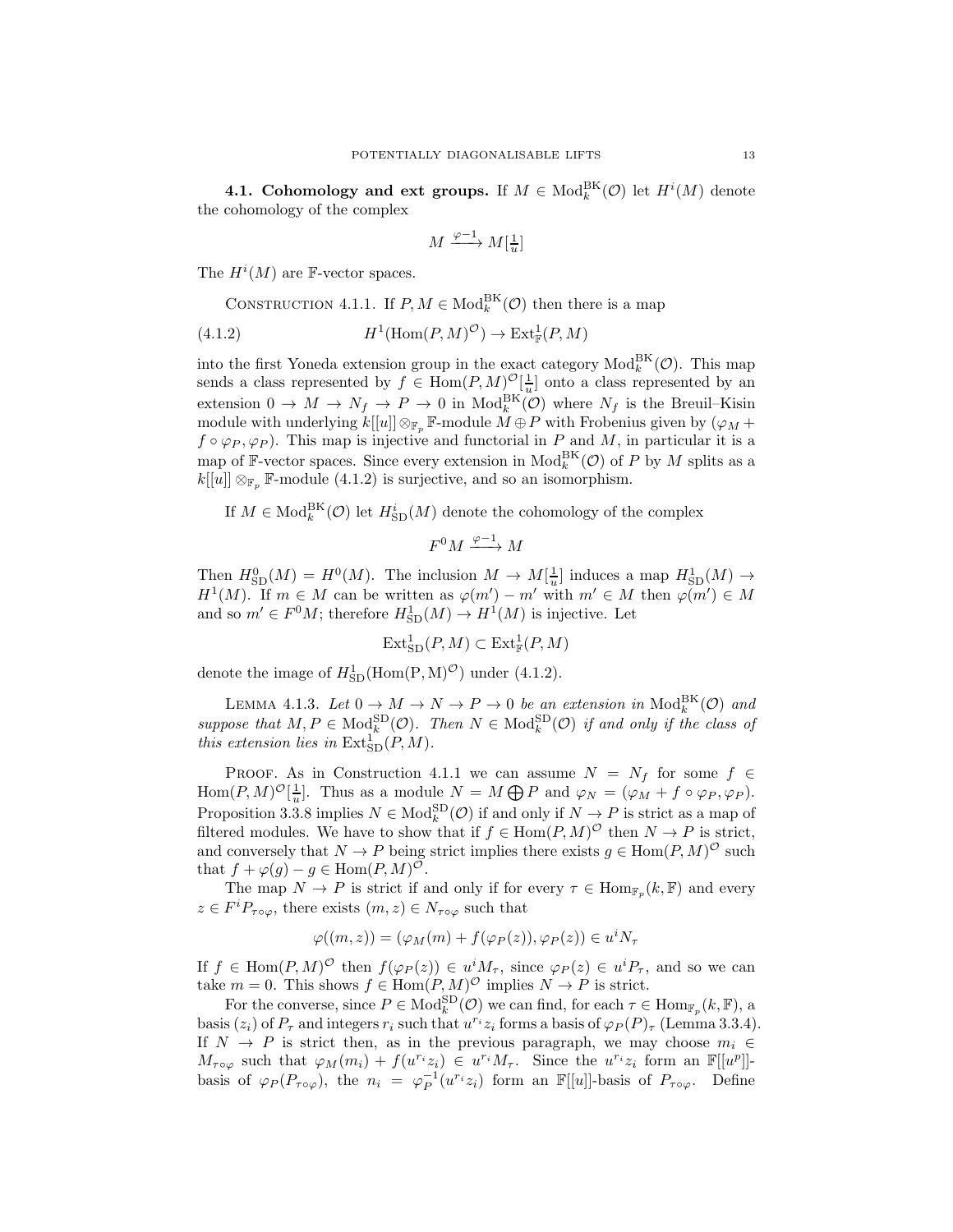**4.1. Cohomology and ext groups.** If $M \in \mathrm{Mod}_k^{\mathrm{BK}}(\mathcal{O})$ let $H^i(M)$ denote the cohomology of the complex

$$M \xrightarrow{\varphi - 1} M[\tfrac{1}{u}]$$

The $H^i(M)$ are $\mathbb{F}$-vector spaces.

CONSTRUCTION 4.1.1. If $P, M \in \mathrm{Mod}_k^{\mathrm{BK}}(\mathcal{O})$ then there is a map

$$H^1(\mathrm{Hom}(P,M)^{\mathcal{O}}) \to \mathrm{Ext}^1_{\mathbb{F}}(P,M) \tag{4.1.2}$$

into the first Yoneda extension group in the exact category $\mathrm{Mod}_k^{\mathrm{BK}}(\mathcal{O})$. This map sends a class represented by $f \in \mathrm{Hom}(P,M)^{\mathcal{O}}[\frac{1}{u}]$ onto a class represented by an extension $0 \to M \to N_f \to P \to 0$ in $\mathrm{Mod}_k^{\mathrm{BK}}(\mathcal{O})$ where $N_f$ is the Breuil–Kisin module with underlying $k[[u]] \otimes_{\mathbb{F}_p} \mathbb{F}$-module $M \oplus P$ with Frobenius given by $(\varphi_M + f \circ \varphi_P, \varphi_P)$. This map is injective and functorial in $P$ and $M$, in particular it is a map of $\mathbb{F}$-vector spaces. Since every extension in $\mathrm{Mod}_k^{\mathrm{BK}}(\mathcal{O})$ of $P$ by $M$ splits as a $k[[u]] \otimes_{\mathbb{F}_p} \mathbb{F}$-module (4.1.2) is surjective, and so an isomorphism.

If $M \in \mathrm{Mod}_k^{\mathrm{BK}}(\mathcal{O})$ let $H^i_{\mathrm{SD}}(M)$ denote the cohomology of the complex

$$F^0 M \xrightarrow{\varphi - 1} M$$

Then $H^0_{\mathrm{SD}}(M) = H^0(M)$. The inclusion $M \to M[\frac{1}{u}]$ induces a map $H^1_{\mathrm{SD}}(M) \to H^1(M)$. If $m \in M$ can be written as $\varphi(m') - m'$ with $m' \in M$ then $\varphi(m') \in M$ and so $m' \in F^0M$; therefore $H^1_{\mathrm{SD}}(M) \to H^1(M)$ is injective. Let

$$\mathrm{Ext}^1_{\mathrm{SD}}(P,M) \subset \mathrm{Ext}^1_{\mathbb{F}}(P,M)$$

denote the image of $H^1_{\mathrm{SD}}(\mathrm{Hom}(\mathrm{P},\mathrm{M})^{\mathcal{O}})$ under (4.1.2).

LEMMA 4.1.3. *Let $0 \to M \to N \to P \to 0$ be an extension in $\mathrm{Mod}_k^{\mathrm{BK}}(\mathcal{O})$ and suppose that $M, P \in \mathrm{Mod}_k^{\mathrm{SD}}(\mathcal{O})$. Then $N \in \mathrm{Mod}_k^{\mathrm{SD}}(\mathcal{O})$ if and only if the class of this extension lies in $\mathrm{Ext}^1_{\mathrm{SD}}(P,M)$.*

PROOF. As in Construction 4.1.1 we can assume $N = N_f$ for some $f \in \mathrm{Hom}(P,M)^{\mathcal{O}}[\frac{1}{u}]$. Thus as a module $N = M \bigoplus P$ and $\varphi_N = (\varphi_M + f \circ \varphi_P, \varphi_P)$. Proposition 3.3.8 implies $N \in \mathrm{Mod}_k^{\mathrm{SD}}(\mathcal{O})$ if and only if $N \to P$ is strict as a map of filtered modules. We have to show that if $f \in \mathrm{Hom}(P,M)^{\mathcal{O}}$ then $N \to P$ is strict, and conversely that $N \to P$ being strict implies there exists $g \in \mathrm{Hom}(P,M)^{\mathcal{O}}$ such that $f + \varphi(g) - g \in \mathrm{Hom}(P,M)^{\mathcal{O}}$.

The map $N \to P$ is strict if and only if for every $\tau \in \mathrm{Hom}_{\mathbb{F}_p}(k,\mathbb{F})$ and every $z \in F^iP_{\tau\circ\varphi}$, there exists $(m,z) \in N_{\tau\circ\varphi}$ such that

$$\varphi((m,z)) = (\varphi_M(m) + f(\varphi_P(z)), \varphi_P(z)) \in u^i N_\tau$$

If $f \in \mathrm{Hom}(P,M)^{\mathcal{O}}$ then $f(\varphi_P(z)) \in u^i M_\tau$, since $\varphi_P(z) \in u^i P_\tau$, and so we can take $m = 0$. This shows $f \in \mathrm{Hom}(P,M)^{\mathcal{O}}$ implies $N \to P$ is strict.

For the converse, since $P \in \mathrm{Mod}_k^{\mathrm{SD}}(\mathcal{O})$ we can find, for each $\tau \in \mathrm{Hom}_{\mathbb{F}_p}(k,\mathbb{F})$, a basis $(z_i)$ of $P_\tau$ and integers $r_i$ such that $u^{r_i}z_i$ forms a basis of $\varphi_P(P)_\tau$ (Lemma 3.3.4). If $N \to P$ is strict then, as in the previous paragraph, we may choose $m_i \in M_{\tau\circ\varphi}$ such that $\varphi_M(m_i) + f(u^{r_i}z_i) \in u^{r_i}M_\tau$. Since the $u^{r_i}z_i$ form an $\mathbb{F}[[u^p]]$-basis of $\varphi_P(P_{\tau\circ\varphi})$, the $n_i = \varphi_P^{-1}(u^{r_i}z_i)$ form an $\mathbb{F}[[u]]$-basis of $P_{\tau\circ\varphi}$. Define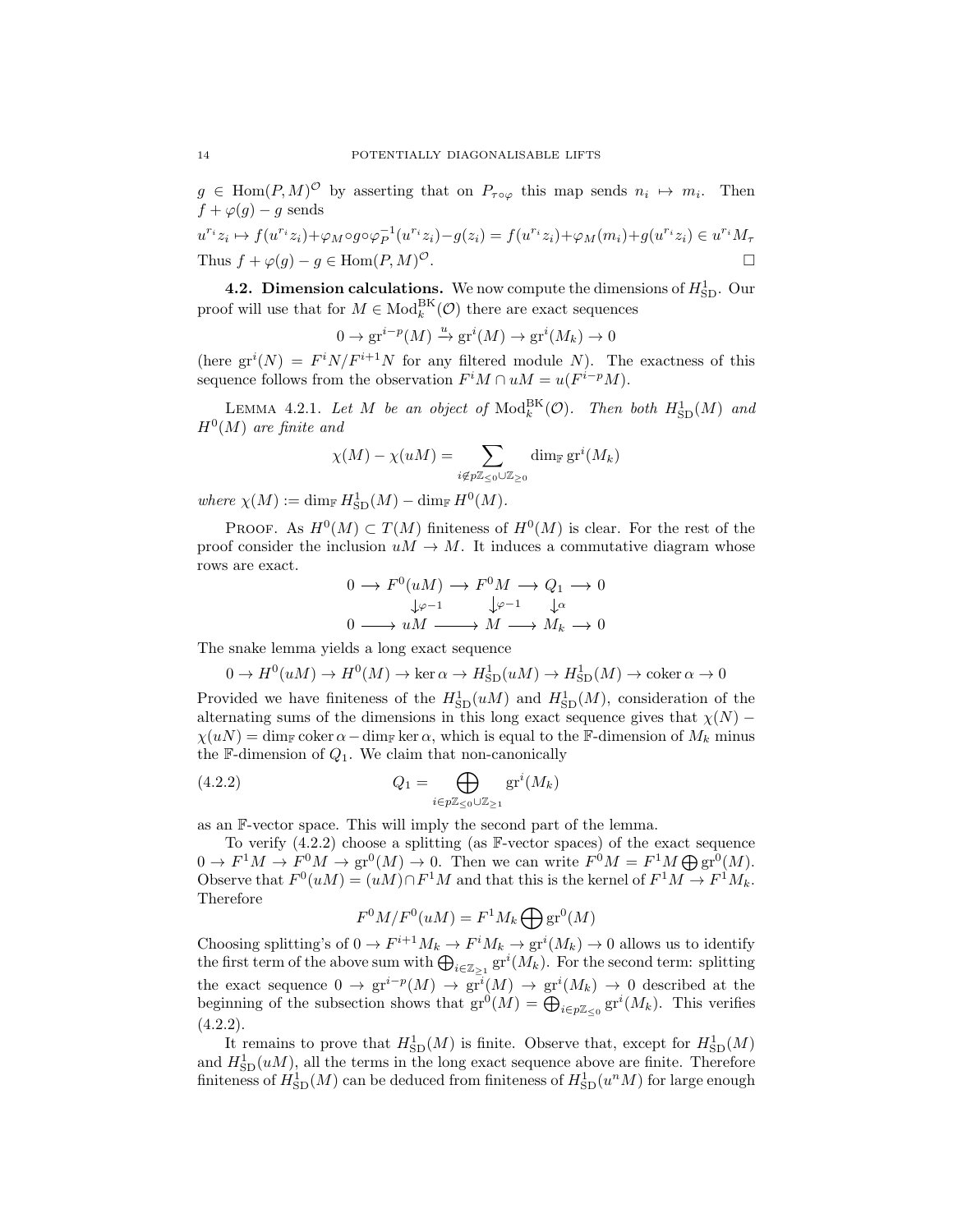$g \in \mathrm{Hom}(P, M)^{\mathcal{O}}$ by asserting that on $P_{\tau\circ\varphi}$ this map sends $n_i \mapsto m_i$. Then $f + \varphi(g) - g$ sends

$$u^{r_i} z_i \mapsto f(u^{r_i} z_i) + \varphi_M \circ g \circ \varphi_P^{-1}(u^{r_i} z_i) - g(z_i) = f(u^{r_i} z_i) + \varphi_M(m_i) + g(u^{r_i} z_i) \in u^{r_i} M_\tau$$

Thus $f + \varphi(g) - g \in \mathrm{Hom}(P, M)^{\mathcal{O}}$. □

**4.2. Dimension calculations.** We now compute the dimensions of $H^1_{\mathrm{SD}}$. Our proof will use that for $M \in \mathrm{Mod}^{\mathrm{BK}}_k(\mathcal{O})$ there are exact sequences

$$0 \to \mathrm{gr}^{i-p}(M) \xrightarrow{u} \mathrm{gr}^i(M) \to \mathrm{gr}^i(M_k) \to 0$$

(here $\mathrm{gr}^i(N) = F^i N / F^{i+1} N$ for any filtered module $N$). The exactness of this sequence follows from the observation $F^i M \cap uM = u(F^{i-p}M)$.

LEMMA 4.2.1. *Let $M$ be an object of $\mathrm{Mod}^{\mathrm{BK}}_k(\mathcal{O})$. Then both $H^1_{\mathrm{SD}}(M)$ and $H^0(M)$ are finite and*

$$\chi(M) - \chi(uM) = \sum_{i \notin p\mathbb{Z}_{\leq 0} \cup \mathbb{Z}_{\geq 0}} \dim_{\mathbb{F}} \mathrm{gr}^i(M_k)$$

*where $\chi(M) := \dim_{\mathbb{F}} H^1_{\mathrm{SD}}(M) - \dim_{\mathbb{F}} H^0(M)$.*

PROOF. As $H^0(M) \subset T(M)$ finiteness of $H^0(M)$ is clear. For the rest of the proof consider the inclusion $uM \to M$. It induces a commutative diagram whose rows are exact.

$$\begin{array}{ccccccccc}
0 & \longrightarrow & F^0(uM) & \longrightarrow & F^0 M & \longrightarrow & Q_1 & \longrightarrow & 0 \\
 & & \downarrow{\scriptstyle \varphi - 1} & & \downarrow{\scriptstyle \varphi - 1} & & \downarrow{\scriptstyle \alpha} & & \\
0 & \longrightarrow & uM & \longrightarrow & M & \longrightarrow & M_k & \longrightarrow & 0
\end{array}$$

The snake lemma yields a long exact sequence

$$0 \to H^0(uM) \to H^0(M) \to \ker \alpha \to H^1_{\mathrm{SD}}(uM) \to H^1_{\mathrm{SD}}(M) \to \mathrm{coker}\, \alpha \to 0$$

Provided we have finiteness of the $H^1_{\mathrm{SD}}(uM)$ and $H^1_{\mathrm{SD}}(M)$, consideration of the alternating sums of the dimensions in this long exact sequence gives that $\chi(N) - \chi(uN) = \dim_{\mathbb{F}} \mathrm{coker}\, \alpha - \dim_{\mathbb{F}} \ker \alpha$, which is equal to the $\mathbb{F}$-dimension of $M_k$ minus the $\mathbb{F}$-dimension of $Q_1$. We claim that non-canonically

$$Q_1 = \bigoplus_{i \in p\mathbb{Z}_{\leq 0} \cup \mathbb{Z}_{\geq 1}} \mathrm{gr}^i(M_k) \tag{4.2.2}$$

as an $\mathbb{F}$-vector space. This will imply the second part of the lemma.

To verify (4.2.2) choose a splitting (as $\mathbb{F}$-vector spaces) of the exact sequence $0 \to F^1 M \to F^0 M \to \mathrm{gr}^0(M) \to 0$. Then we can write $F^0 M = F^1 M \bigoplus \mathrm{gr}^0(M)$. Observe that $F^0(uM) = (uM) \cap F^1 M$ and that this is the kernel of $F^1 M \to F^1 M_k$. Therefore

$$F^0 M / F^0(uM) = F^1 M_k \bigoplus \mathrm{gr}^0(M)$$

Choosing splitting's of $0 \to F^{i+1} M_k \to F^i M_k \to \mathrm{gr}^i(M_k) \to 0$ allows us to identify the first term of the above sum with $\bigoplus_{i \in \mathbb{Z}_{\geq 1}} \mathrm{gr}^i(M_k)$. For the second term: splitting the exact sequence $0 \to \mathrm{gr}^{i-p}(M) \to \mathrm{gr}^i(M) \to \mathrm{gr}^i(M_k) \to 0$ described at the beginning of the subsection shows that $\mathrm{gr}^0(M) = \bigoplus_{i \in p\mathbb{Z}_{\leq 0}} \mathrm{gr}^i(M_k)$. This verifies (4.2.2).

It remains to prove that $H^1_{\mathrm{SD}}(M)$ is finite. Observe that, except for $H^1_{\mathrm{SD}}(M)$ and $H^1_{\mathrm{SD}}(uM)$, all the terms in the long exact sequence above are finite. Therefore finiteness of $H^1_{\mathrm{SD}}(M)$ can be deduced from finiteness of $H^1_{\mathrm{SD}}(u^n M)$ for large enough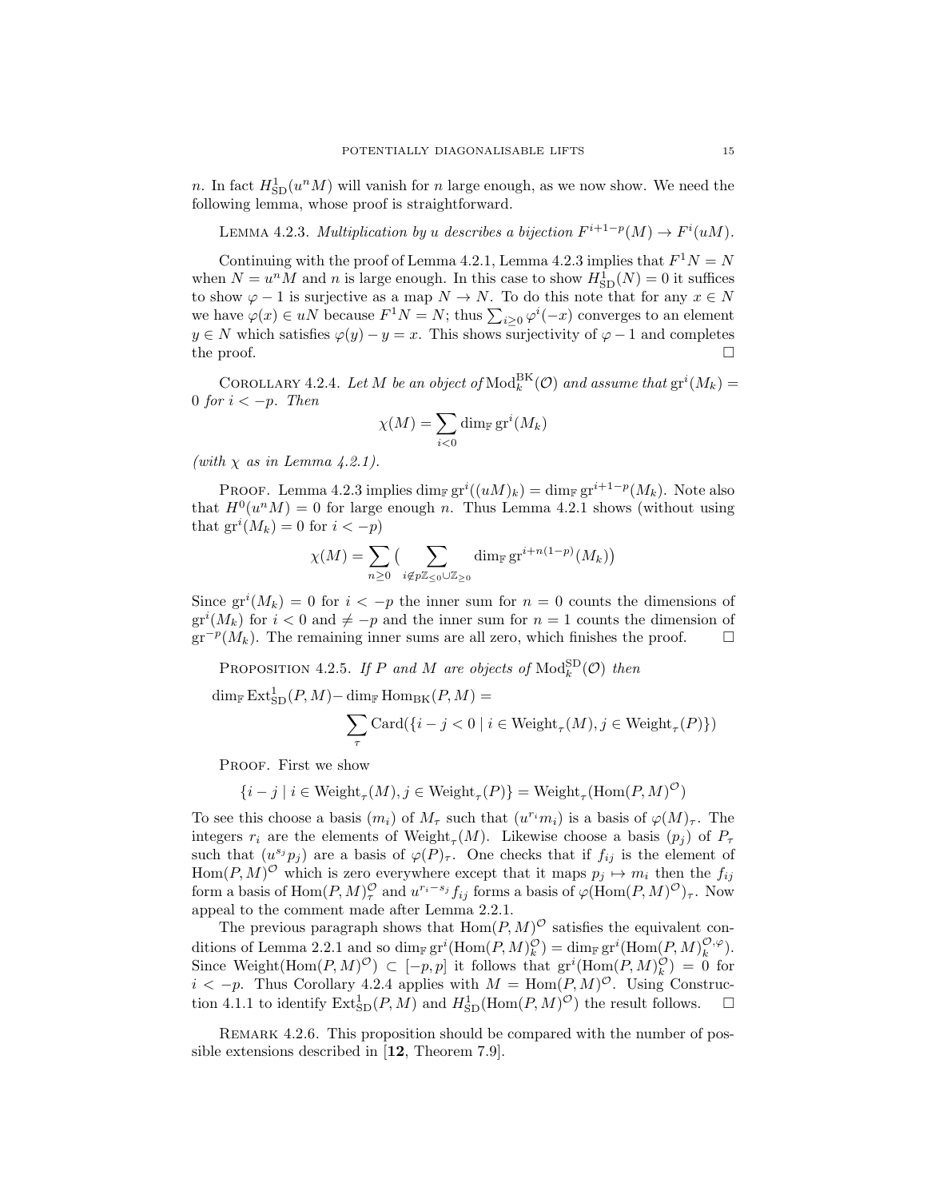$n$. In fact $H^1_{\mathrm{SD}}(u^n M)$ will vanish for $n$ large enough, as we now show. We need the following lemma, whose proof is straightforward.

LEMMA 4.2.3. *Multiplication by $u$ describes a bijection $F^{i+1-p}(M) \to F^i(uM)$.*

Continuing with the proof of Lemma 4.2.1, Lemma 4.2.3 implies that $F^1 N = N$ when $N = u^n M$ and $n$ is large enough. In this case to show $H^1_{\mathrm{SD}}(N) = 0$ it suffices to show $\varphi - 1$ is surjective as a map $N \to N$. To do this note that for any $x \in N$ we have $\varphi(x) \in uN$ because $F^1 N = N$; thus $\sum_{i \geq 0} \varphi^i(-x)$ converges to an element $y \in N$ which satisfies $\varphi(y) - y = x$. This shows surjectivity of $\varphi - 1$ and completes the proof. $\square$

COROLLARY 4.2.4. *Let $M$ be an object of $\mathrm{Mod}^{\mathrm{BK}}_k(\mathcal{O})$ and assume that $\mathrm{gr}^i(M_k) = 0$ for $i < -p$. Then*

$$\chi(M) = \sum_{i<0} \dim_{\mathbb{F}} \mathrm{gr}^i(M_k)$$

*(with $\chi$ as in Lemma 4.2.1).*

PROOF. Lemma 4.2.3 implies $\dim_{\mathbb{F}} \mathrm{gr}^i((uM)_k) = \dim_{\mathbb{F}} \mathrm{gr}^{i+1-p}(M_k)$. Note also that $H^0(u^n M) = 0$ for large enough $n$. Thus Lemma 4.2.1 shows (without using that $\mathrm{gr}^i(M_k) = 0$ for $i < -p$)

$$\chi(M) = \sum_{n \geq 0} \Big( \sum_{i \notin p\mathbb{Z}_{\leq 0} \cup \mathbb{Z}_{\geq 0}} \dim_{\mathbb{F}} \mathrm{gr}^{i+n(1-p)}(M_k) \Big)$$

Since $\mathrm{gr}^i(M_k) = 0$ for $i < -p$ the inner sum for $n = 0$ counts the dimensions of $\mathrm{gr}^i(M_k)$ for $i < 0$ and $\neq -p$ and the inner sum for $n = 1$ counts the dimension of $\mathrm{gr}^{-p}(M_k)$. The remaining inner sums are all zero, which finishes the proof. $\square$

PROPOSITION 4.2.5. *If $P$ and $M$ are objects of $\mathrm{Mod}^{\mathrm{SD}}_k(\mathcal{O})$ then*

$$\dim_{\mathbb{F}} \mathrm{Ext}^1_{\mathrm{SD}}(P, M) - \dim_{\mathbb{F}} \mathrm{Hom}_{\mathrm{BK}}(P, M) = \sum_{\tau} \mathrm{Card}(\{i - j < 0 \mid i \in \mathrm{Weight}_\tau(M), j \in \mathrm{Weight}_\tau(P)\})$$

PROOF. First we show

$$\{i - j \mid i \in \mathrm{Weight}_\tau(M), j \in \mathrm{Weight}_\tau(P)\} = \mathrm{Weight}_\tau(\mathrm{Hom}(P, M)^{\mathcal{O}})$$

To see this choose a basis $(m_i)$ of $M_\tau$ such that $(u^{r_i} m_i)$ is a basis of $\varphi(M)_\tau$. The integers $r_i$ are the elements of $\mathrm{Weight}_\tau(M)$. Likewise choose a basis $(p_j)$ of $P_\tau$ such that $(u^{s_j} p_j)$ are a basis of $\varphi(P)_\tau$. One checks that if $f_{ij}$ is the element of $\mathrm{Hom}(P, M)^{\mathcal{O}}$ which is zero everywhere except that it maps $p_j \mapsto m_i$ then the $f_{ij}$ form a basis of $\mathrm{Hom}(P, M)^{\mathcal{O}}_\tau$ and $u^{r_i - s_j} f_{ij}$ forms a basis of $\varphi(\mathrm{Hom}(P, M)^{\mathcal{O}})_\tau$. Now appeal to the comment made after Lemma 2.2.1.

The previous paragraph shows that $\mathrm{Hom}(P, M)^{\mathcal{O}}$ satisfies the equivalent conditions of Lemma 2.2.1 and so $\dim_{\mathbb{F}} \mathrm{gr}^i(\mathrm{Hom}(P, M)^{\mathcal{O}}_k) = \dim_{\mathbb{F}} \mathrm{gr}^i(\mathrm{Hom}(P, M)^{\mathcal{O},\varphi}_k)$. Since $\mathrm{Weight}(\mathrm{Hom}(P, M)^{\mathcal{O}}) \subset [-p, p]$ it follows that $\mathrm{gr}^i(\mathrm{Hom}(P, M)^{\mathcal{O}}_k) = 0$ for $i < -p$. Thus Corollary 4.2.4 applies with $M = \mathrm{Hom}(P, M)^{\mathcal{O}}$. Using Construction 4.1.1 to identify $\mathrm{Ext}^1_{\mathrm{SD}}(P, M)$ and $H^1_{\mathrm{SD}}(\mathrm{Hom}(P, M)^{\mathcal{O}})$ the result follows. $\square$

REMARK 4.2.6. This proposition should be compared with the number of possible extensions described in [**12**, Theorem 7.9].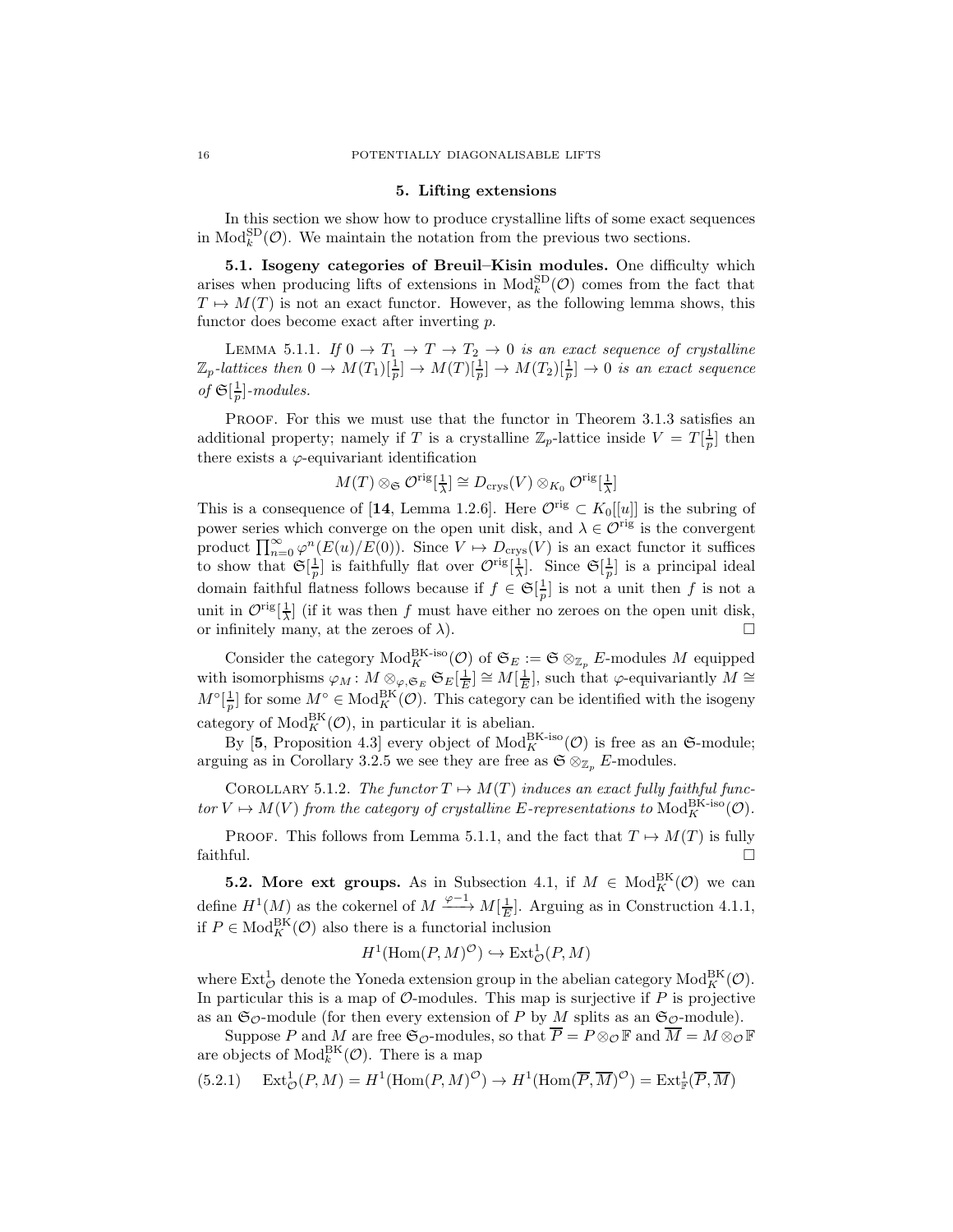## 5. Lifting extensions

In this section we show how to produce crystalline lifts of some exact sequences in $\mathrm{Mod}_k^{\mathrm{SD}}(\mathcal{O})$. We maintain the notation from the previous two sections.

**5.1. Isogeny categories of Breuil–Kisin modules.** One difficulty which arises when producing lifts of extensions in $\mathrm{Mod}_k^{\mathrm{SD}}(\mathcal{O})$ comes from the fact that $T \mapsto M(T)$ is not an exact functor. However, as the following lemma shows, this functor does become exact after inverting $p$.

Lemma 5.1.1. *If $0 \to T_1 \to T \to T_2 \to 0$ is an exact sequence of crystalline $\mathbb{Z}_p$-lattices then $0 \to M(T_1)[\frac{1}{p}] \to M(T)[\frac{1}{p}] \to M(T_2)[\frac{1}{p}] \to 0$ is an exact sequence of $\mathfrak{S}[\frac{1}{p}]$-modules.*

Proof. For this we must use that the functor in Theorem 3.1.3 satisfies an additional property; namely if $T$ is a crystalline $\mathbb{Z}_p$-lattice inside $V = T[\frac{1}{p}]$ then there exists a $\varphi$-equivariant identification

$$M(T) \otimes_{\mathfrak{S}} \mathcal{O}^{\mathrm{rig}}[\tfrac{1}{\lambda}] \cong D_{\mathrm{crys}}(V) \otimes_{K_0} \mathcal{O}^{\mathrm{rig}}[\tfrac{1}{\lambda}]$$

This is a consequence of [**14**, Lemma 1.2.6]. Here $\mathcal{O}^{\mathrm{rig}} \subset K_0[[u]]$ is the subring of power series which converge on the open unit disk, and $\lambda \in \mathcal{O}^{\mathrm{rig}}$ is the convergent product $\prod_{n=0}^{\infty} \varphi^n(E(u)/E(0))$. Since $V \mapsto D_{\mathrm{crys}}(V)$ is an exact functor it suffices to show that $\mathfrak{S}[\frac{1}{p}]$ is faithfully flat over $\mathcal{O}^{\mathrm{rig}}[\frac{1}{\lambda}]$. Since $\mathfrak{S}[\frac{1}{p}]$ is a principal ideal domain faithful flatness follows because if $f \in \mathfrak{S}[\frac{1}{p}]$ is not a unit then $f$ is not a unit in $\mathcal{O}^{\mathrm{rig}}[\frac{1}{\lambda}]$ (if it was then $f$ must have either no zeroes on the open unit disk, or infinitely many, at the zeroes of $\lambda$). □

Consider the category $\mathrm{Mod}_K^{\mathrm{BK\text{-}iso}}(\mathcal{O})$ of $\mathfrak{S}_E := \mathfrak{S} \otimes_{\mathbb{Z}_p} E$-modules $M$ equipped with isomorphisms $\varphi_M \colon M \otimes_{\varphi, \mathfrak{S}_E} \mathfrak{S}_E[\frac{1}{E}] \cong M[\frac{1}{E}]$, such that $\varphi$-equivariantly $M \cong M^\circ[\frac{1}{p}]$ for some $M^\circ \in \mathrm{Mod}_K^{\mathrm{BK}}(\mathcal{O})$. This category can be identified with the isogeny category of $\mathrm{Mod}_K^{\mathrm{BK}}(\mathcal{O})$, in particular it is abelian.

By [**5**, Proposition 4.3] every object of $\mathrm{Mod}_K^{\mathrm{BK\text{-}iso}}(\mathcal{O})$ is free as an $\mathfrak{S}$-module; arguing as in Corollary 3.2.5 we see they are free as $\mathfrak{S} \otimes_{\mathbb{Z}_p} E$-modules.

Corollary 5.1.2. *The functor $T \mapsto M(T)$ induces an exact fully faithful functor $V \mapsto M(V)$ from the category of crystalline $E$-representations to $\mathrm{Mod}_K^{\mathrm{BK\text{-}iso}}(\mathcal{O})$.*

Proof. This follows from Lemma 5.1.1, and the fact that $T \mapsto M(T)$ is fully faithful. □

**5.2. More ext groups.** As in Subsection 4.1, if $M \in \mathrm{Mod}_K^{\mathrm{BK}}(\mathcal{O})$ we can define $H^1(M)$ as the cokernel of $M \xrightarrow{\varphi - 1} M[\frac{1}{E}]$. Arguing as in Construction 4.1.1, if $P \in \mathrm{Mod}_K^{\mathrm{BK}}(\mathcal{O})$ also there is a functorial inclusion

$$H^1(\mathrm{Hom}(P, M)^{\mathcal{O}}) \hookrightarrow \mathrm{Ext}^1_{\mathcal{O}}(P, M)$$

where $\mathrm{Ext}^1_{\mathcal{O}}$ denote the Yoneda extension group in the abelian category $\mathrm{Mod}_K^{\mathrm{BK}}(\mathcal{O})$. In particular this is a map of $\mathcal{O}$-modules. This map is surjective if $P$ is projective as an $\mathfrak{S}_{\mathcal{O}}$-module (for then every extension of $P$ by $M$ splits as an $\mathfrak{S}_{\mathcal{O}}$-module).

Suppose $P$ and $M$ are free $\mathfrak{S}_{\mathcal{O}}$-modules, so that $\overline{P} = P \otimes_{\mathcal{O}} \mathbb{F}$ and $\overline{M} = M \otimes_{\mathcal{O}} \mathbb{F}$ are objects of $\mathrm{Mod}_k^{\mathrm{BK}}(\mathcal{O})$. There is a map

$$\mathrm{Ext}^1_{\mathcal{O}}(P, M) = H^1(\mathrm{Hom}(P, M)^{\mathcal{O}}) \to H^1(\mathrm{Hom}(\overline{P}, \overline{M})^{\mathcal{O}}) = \mathrm{Ext}^1_{\mathbb{F}}(\overline{P}, \overline{M}) \tag{5.2.1}$$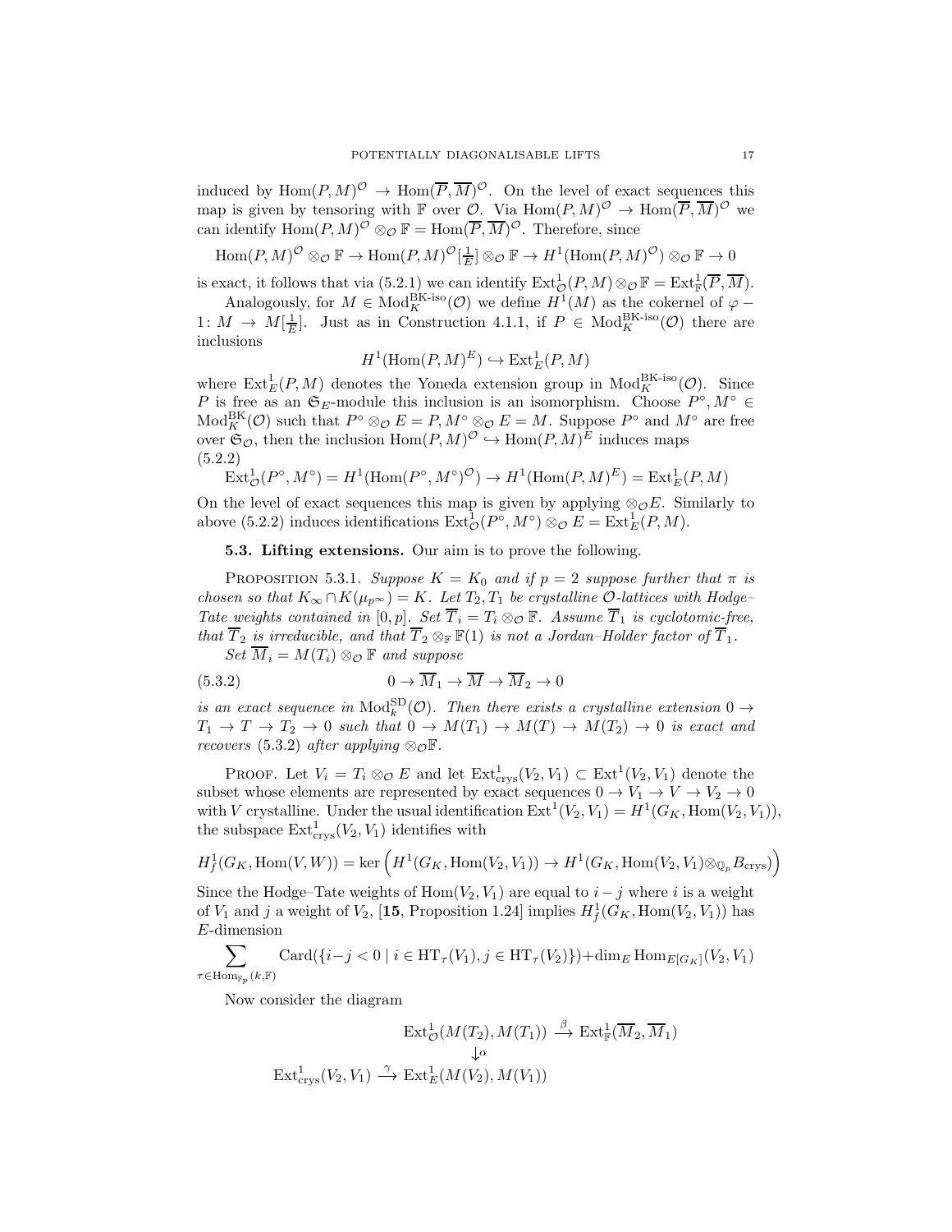induced by $\mathrm{Hom}(P,M)^{\mathcal{O}} \to \mathrm{Hom}(\overline{P},\overline{M})^{\mathcal{O}}$. On the level of exact sequences this map is given by tensoring with $\mathbb{F}$ over $\mathcal{O}$. Via $\mathrm{Hom}(P,M)^{\mathcal{O}} \to \mathrm{Hom}(\overline{P},\overline{M})^{\mathcal{O}}$ we can identify $\mathrm{Hom}(P,M)^{\mathcal{O}} \otimes_{\mathcal{O}} \mathbb{F} = \mathrm{Hom}(\overline{P},\overline{M})^{\mathcal{O}}$. Therefore, since

$$\mathrm{Hom}(P,M)^{\mathcal{O}} \otimes_{\mathcal{O}} \mathbb{F} \to \mathrm{Hom}(P,M)^{\mathcal{O}}[\tfrac{1}{E}] \otimes_{\mathcal{O}} \mathbb{F} \to H^1(\mathrm{Hom}(P,M)^{\mathcal{O}}) \otimes_{\mathcal{O}} \mathbb{F} \to 0$$

is exact, it follows that via (5.2.1) we can identify $\mathrm{Ext}^1_{\mathcal{O}}(P,M) \otimes_{\mathcal{O}} \mathbb{F} = \mathrm{Ext}^1_{\mathbb{F}}(\overline{P},\overline{M})$.

Analogously, for $M \in \mathrm{Mod}_K^{\mathrm{BK\text{-}iso}}(\mathcal{O})$ we define $H^1(M)$ as the cokernel of $\varphi - 1\colon M \to M[\frac{1}{E}]$. Just as in Construction 4.1.1, if $P \in \mathrm{Mod}_K^{\mathrm{BK\text{-}iso}}(\mathcal{O})$ there are inclusions

$$H^1(\mathrm{Hom}(P,M)^E) \hookrightarrow \mathrm{Ext}^1_E(P,M)$$

where $\mathrm{Ext}^1_E(P,M)$ denotes the Yoneda extension group in $\mathrm{Mod}_K^{\mathrm{BK\text{-}iso}}(\mathcal{O})$. Since $P$ is free as an $\mathfrak{S}_E$-module this inclusion is an isomorphism. Choose $P^\circ, M^\circ \in \mathrm{Mod}_K^{\mathrm{BK}}(\mathcal{O})$ such that $P^\circ \otimes_{\mathcal{O}} E = P, M^\circ \otimes_{\mathcal{O}} E = M$. Suppose $P^\circ$ and $M^\circ$ are free over $\mathfrak{S}_{\mathcal{O}}$, then the inclusion $\mathrm{Hom}(P,M)^{\mathcal{O}} \hookrightarrow \mathrm{Hom}(P,M)^E$ induces maps

(5.2.2)
$$\mathrm{Ext}^1_{\mathcal{O}}(P^\circ, M^\circ) = H^1(\mathrm{Hom}(P^\circ,M^\circ)^{\mathcal{O}}) \to H^1(\mathrm{Hom}(P,M)^E) = \mathrm{Ext}^1_E(P,M)$$

On the level of exact sequences this map is given by applying $\otimes_{\mathcal{O}} E$. Similarly to above (5.2.2) induces identifications $\mathrm{Ext}^1_{\mathcal{O}}(P^\circ,M^\circ) \otimes_{\mathcal{O}} E = \mathrm{Ext}^1_E(P,M)$.

## 5.3. Lifting extensions.

Our aim is to prove the following.

PROPOSITION 5.3.1. *Suppose $K = K_0$ and if $p = 2$ suppose further that $\pi$ is chosen so that $K_\infty \cap K(\mu_{p^\infty}) = K$. Let $T_2, T_1$ be crystalline $\mathcal{O}$-lattices with Hodge–Tate weights contained in $[0,p]$. Set $\overline{T}_i = T_i \otimes_{\mathcal{O}} \mathbb{F}$. Assume $\overline{T}_1$ is cyclotomic-free, that $\overline{T}_2$ is irreducible, and that $\overline{T}_2 \otimes_{\mathbb{F}} \mathbb{F}(1)$ is not a Jordan–Holder factor of $\overline{T}_1$.*

*Set $\overline{M}_i = M(T_i) \otimes_{\mathcal{O}} \mathbb{F}$ and suppose*

$$0 \to \overline{M}_1 \to \overline{M} \to \overline{M}_2 \to 0 \tag{5.3.2}$$

*is an exact sequence in $\mathrm{Mod}_k^{\mathrm{SD}}(\mathcal{O})$. Then there exists a crystalline extension $0 \to T_1 \to T \to T_2 \to 0$ such that $0 \to M(T_1) \to M(T) \to M(T_2) \to 0$ is exact and recovers (5.3.2) after applying $\otimes_{\mathcal{O}} \mathbb{F}$.*

PROOF. Let $V_i = T_i \otimes_{\mathcal{O}} E$ and let $\mathrm{Ext}^1_{\mathrm{crys}}(V_2,V_1) \subset \mathrm{Ext}^1(V_2,V_1)$ denote the subset whose elements are represented by exact sequences $0 \to V_1 \to V \to V_2 \to 0$ with $V$ crystalline. Under the usual identification $\mathrm{Ext}^1(V_2,V_1) = H^1(G_K, \mathrm{Hom}(V_2,V_1))$, the subspace $\mathrm{Ext}^1_{\mathrm{crys}}(V_2,V_1)$ identifies with

$$H^1_f(G_K, \mathrm{Hom}(V,W)) = \ker\Big(H^1(G_K,\mathrm{Hom}(V_2,V_1)) \to H^1(G_K, \mathrm{Hom}(V_2,V_1) \otimes_{\mathbb{Q}_p} B_{\mathrm{crys}})\Big)$$

Since the Hodge–Tate weights of $\mathrm{Hom}(V_2,V_1)$ are equal to $i-j$ where $i$ is a weight of $V_1$ and $j$ a weight of $V_2$, [**15**, Proposition 1.24] implies $H^1_f(G_K, \mathrm{Hom}(V_2,V_1))$ has $E$-dimension

$$\sum_{\tau \in \mathrm{Hom}_{\mathbb{F}_p}(k,\mathbb{F})} \mathrm{Card}(\{i-j<0 \mid i \in \mathrm{HT}_\tau(V_1), j \in \mathrm{HT}_\tau(V_2)\}) + \dim_E \mathrm{Hom}_{E[G_K]}(V_2,V_1)$$

Now consider the diagram

$$\begin{array}{ccc} & \mathrm{Ext}^1_{\mathcal{O}}(M(T_2),M(T_1)) & \xrightarrow{\beta} \mathrm{Ext}^1_{\mathbb{F}}(\overline{M}_2,\overline{M}_1) \\ & \downarrow{\alpha} & \\ \mathrm{Ext}^1_{\mathrm{crys}}(V_2,V_1) \xrightarrow{\gamma} & \mathrm{Ext}^1_E(M(V_2),M(V_1)) & \end{array}$$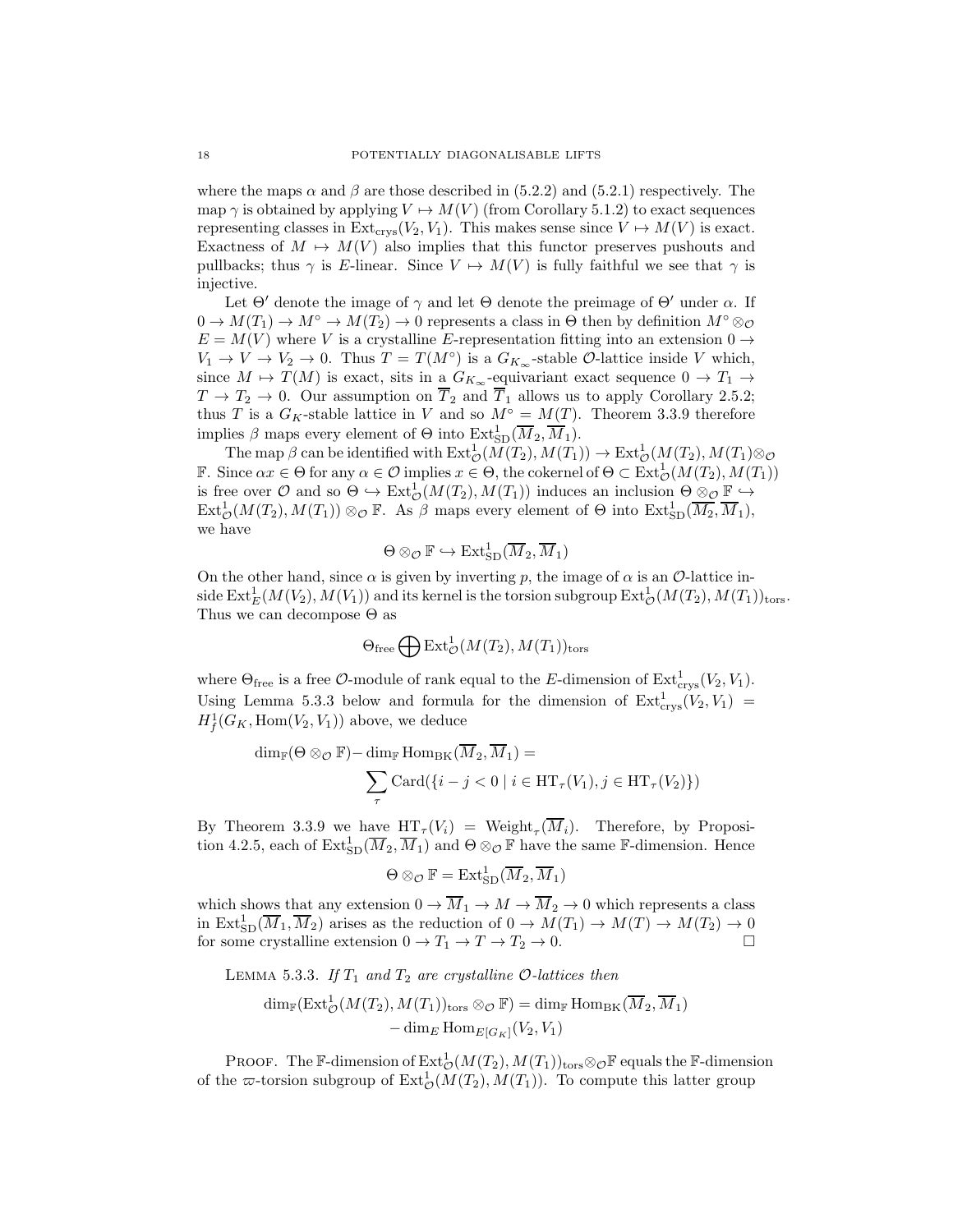where the maps $\alpha$ and $\beta$ are those described in (5.2.2) and (5.2.1) respectively. The map $\gamma$ is obtained by applying $V \mapsto M(V)$ (from Corollary 5.1.2) to exact sequences representing classes in $\mathrm{Ext}_{\mathrm{crys}}(V_2, V_1)$. This makes sense since $V \mapsto M(V)$ is exact. Exactness of $M \mapsto M(V)$ also implies that this functor preserves pushouts and pullbacks; thus $\gamma$ is $E$-linear. Since $V \mapsto M(V)$ is fully faithful we see that $\gamma$ is injective.

Let $\Theta'$ denote the image of $\gamma$ and let $\Theta$ denote the preimage of $\Theta'$ under $\alpha$. If $0 \to M(T_1) \to M^\circ \to M(T_2) \to 0$ represents a class in $\Theta$ then by definition $M^\circ \otimes_{\mathcal{O}} E = M(V)$ where $V$ is a crystalline $E$-representation fitting into an extension $0 \to V_1 \to V \to V_2 \to 0$. Thus $T = T(M^\circ)$ is a $G_{K_\infty}$-stable $\mathcal{O}$-lattice inside $V$ which, since $M \mapsto T(M)$ is exact, sits in a $G_{K_\infty}$-equivariant exact sequence $0 \to T_1 \to T \to T_2 \to 0$. Our assumption on $\overline{T}_2$ and $\overline{T}_1$ allows us to apply Corollary 2.5.2; thus $T$ is a $G_K$-stable lattice in $V$ and so $M^\circ = M(T)$. Theorem 3.3.9 therefore implies $\beta$ maps every element of $\Theta$ into $\mathrm{Ext}^1_{\mathrm{SD}}(\overline{M}_2, \overline{M}_1)$.

The map $\beta$ can be identified with $\mathrm{Ext}^1_{\mathcal{O}}(M(T_2), M(T_1)) \to \mathrm{Ext}^1_{\mathcal{O}}(M(T_2), M(T_1) \otimes_{\mathcal{O}} \mathbb{F}$. Since $\alpha x \in \Theta$ for any $\alpha \in \mathcal{O}$ implies $x \in \Theta$, the cokernel of $\Theta \subset \mathrm{Ext}^1_{\mathcal{O}}(M(T_2), M(T_1))$ is free over $\mathcal{O}$ and so $\Theta \hookrightarrow \mathrm{Ext}^1_{\mathcal{O}}(M(T_2), M(T_1))$ induces an inclusion $\Theta \otimes_{\mathcal{O}} \mathbb{F} \hookrightarrow \mathrm{Ext}^1_{\mathcal{O}}(M(T_2), M(T_1)) \otimes_{\mathcal{O}} \mathbb{F}$. As $\beta$ maps every element of $\Theta$ into $\mathrm{Ext}^1_{\mathrm{SD}}(\overline{M_2}, \overline{M}_1)$, we have

$$\Theta \otimes_{\mathcal{O}} \mathbb{F} \hookrightarrow \mathrm{Ext}^1_{\mathrm{SD}}(\overline{M}_2, \overline{M}_1)$$

On the other hand, since $\alpha$ is given by inverting $p$, the image of $\alpha$ is an $\mathcal{O}$-lattice inside $\mathrm{Ext}^1_E(M(V_2), M(V_1))$ and its kernel is the torsion subgroup $\mathrm{Ext}^1_{\mathcal{O}}(M(T_2), M(T_1))_{\mathrm{tors}}$. Thus we can decompose $\Theta$ as

$$\Theta_{\mathrm{free}} \bigoplus \mathrm{Ext}^1_{\mathcal{O}}(M(T_2), M(T_1))_{\mathrm{tors}}$$

where $\Theta_{\mathrm{free}}$ is a free $\mathcal{O}$-module of rank equal to the $E$-dimension of $\mathrm{Ext}^1_{\mathrm{crys}}(V_2, V_1)$. Using Lemma 5.3.3 below and formula for the dimension of $\mathrm{Ext}^1_{\mathrm{crys}}(V_2, V_1) = H^1_f(G_K, \mathrm{Hom}(V_2, V_1))$ above, we deduce

$$\dim_{\mathbb{F}}(\Theta \otimes_{\mathcal{O}} \mathbb{F}) - \dim_{\mathbb{F}} \mathrm{Hom}_{\mathrm{BK}}(\overline{M}_2, \overline{M}_1) = \sum_\tau \mathrm{Card}(\{i - j < 0 \mid i \in \mathrm{HT}_\tau(V_1), j \in \mathrm{HT}_\tau(V_2)\})$$

By Theorem 3.3.9 we have $\mathrm{HT}_\tau(V_i) = \mathrm{Weight}_\tau(\overline{M}_i)$. Therefore, by Proposition 4.2.5, each of $\mathrm{Ext}^1_{\mathrm{SD}}(\overline{M}_2, \overline{M}_1)$ and $\Theta \otimes_{\mathcal{O}} \mathbb{F}$ have the same $\mathbb{F}$-dimension. Hence

$$\Theta \otimes_{\mathcal{O}} \mathbb{F} = \mathrm{Ext}^1_{\mathrm{SD}}(\overline{M}_2, \overline{M}_1)$$

which shows that any extension $0 \to \overline{M}_1 \to M \to \overline{M}_2 \to 0$ which represents a class in $\mathrm{Ext}^1_{\mathrm{SD}}(\overline{M}_1, \overline{M}_2)$ arises as the reduction of $0 \to M(T_1) \to M(T) \to M(T_2) \to 0$ for some crystalline extension $0 \to T_1 \to T \to T_2 \to 0$. $\square$

**Lemma 5.3.3.** *If $T_1$ and $T_2$ are crystalline $\mathcal{O}$-lattices then*

$$\dim_{\mathbb{F}}(\mathrm{Ext}^1_{\mathcal{O}}(M(T_2), M(T_1))_{\mathrm{tors}} \otimes_{\mathcal{O}} \mathbb{F}) = \dim_{\mathbb{F}} \mathrm{Hom}_{\mathrm{BK}}(\overline{M}_2, \overline{M}_1) - \dim_E \mathrm{Hom}_{E[G_K]}(V_2, V_1)$$

Proof. The $\mathbb{F}$-dimension of $\mathrm{Ext}^1_{\mathcal{O}}(M(T_2), M(T_1))_{\mathrm{tors}} \otimes_{\mathcal{O}} \mathbb{F}$ equals the $\mathbb{F}$-dimension of the $\varpi$-torsion subgroup of $\mathrm{Ext}^1_{\mathcal{O}}(M(T_2), M(T_1))$. To compute this latter group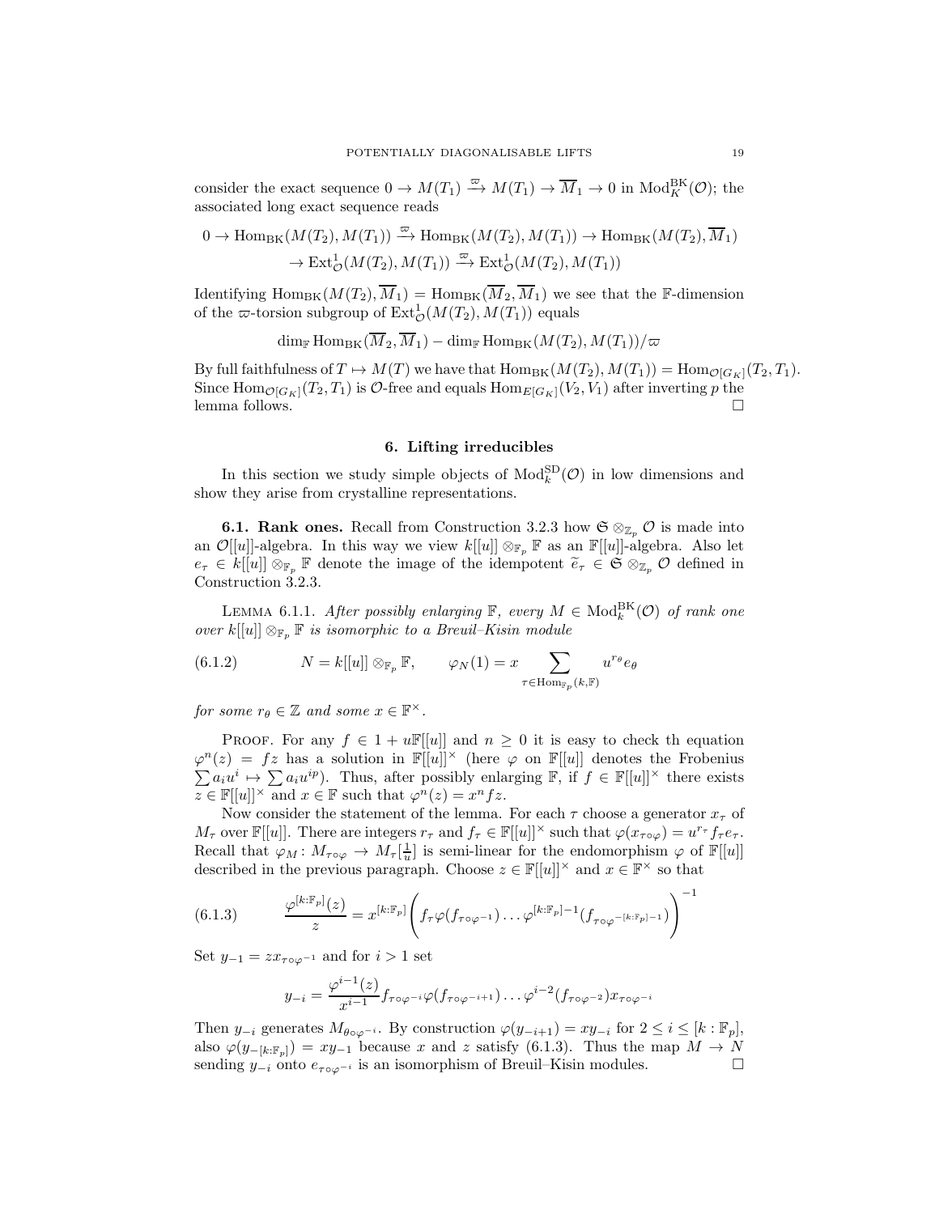consider the exact sequence $0 \to M(T_1) \xrightarrow{\varpi} M(T_1) \to \overline{M}_1 \to 0$ in $\mathrm{Mod}_K^{\mathrm{BK}}(\mathcal{O})$; the associated long exact sequence reads

$$0 \to \mathrm{Hom}_{\mathrm{BK}}(M(T_2), M(T_1)) \xrightarrow{\varpi} \mathrm{Hom}_{\mathrm{BK}}(M(T_2), M(T_1)) \to \mathrm{Hom}_{\mathrm{BK}}(M(T_2), \overline{M}_1)$$
$$\to \mathrm{Ext}^1_{\mathcal{O}}(M(T_2), M(T_1)) \xrightarrow{\varpi} \mathrm{Ext}^1_{\mathcal{O}}(M(T_2), M(T_1))$$

Identifying $\mathrm{Hom}_{\mathrm{BK}}(M(T_2), \overline{M}_1) = \mathrm{Hom}_{\mathrm{BK}}(\overline{M}_2, \overline{M}_1)$ we see that the $\mathbb{F}$-dimension of the $\varpi$-torsion subgroup of $\mathrm{Ext}^1_{\mathcal{O}}(M(T_2), M(T_1))$ equals

$$\dim_{\mathbb{F}} \mathrm{Hom}_{\mathrm{BK}}(\overline{M}_2, \overline{M}_1) - \dim_{\mathbb{F}} \mathrm{Hom}_{\mathrm{BK}}(M(T_2), M(T_1))/\varpi$$

By full faithfulness of $T \mapsto M(T)$ we have that $\mathrm{Hom}_{\mathrm{BK}}(M(T_2), M(T_1)) = \mathrm{Hom}_{\mathcal{O}[G_K]}(T_2, T_1)$. Since $\mathrm{Hom}_{\mathcal{O}[G_K]}(T_2, T_1)$ is $\mathcal{O}$-free and equals $\mathrm{Hom}_{E[G_K]}(V_2, V_1)$ after inverting $p$ the lemma follows. $\square$

## 6. Lifting irreducibles

In this section we study simple objects of $\mathrm{Mod}_k^{\mathrm{SD}}(\mathcal{O})$ in low dimensions and show they arise from crystalline representations.

**6.1. Rank ones.** Recall from Construction 3.2.3 how $\mathfrak{S} \otimes_{\mathbb{Z}_p} \mathcal{O}$ is made into an $\mathcal{O}[[u]]$-algebra. In this way we view $k[[u]] \otimes_{\mathbb{F}_p} \mathbb{F}$ as an $\mathbb{F}[[u]]$-algebra. Also let $e_\tau \in k[[u]] \otimes_{\mathbb{F}_p} \mathbb{F}$ denote the image of the idempotent $\widetilde{e}_\tau \in \mathfrak{S} \otimes_{\mathbb{Z}_p} \mathcal{O}$ defined in Construction 3.2.3.

LEMMA 6.1.1. *After possibly enlarging $\mathbb{F}$, every $M \in \mathrm{Mod}_k^{\mathrm{BK}}(\mathcal{O})$ of rank one over $k[[u]] \otimes_{\mathbb{F}_p} \mathbb{F}$ is isomorphic to a Breuil–Kisin module*

$$N = k[[u]] \otimes_{\mathbb{F}_p} \mathbb{F}, \qquad \varphi_N(1) = x \sum_{\tau \in \mathrm{Hom}_{\mathbb{F}_p}(k, \mathbb{F})} u^{r_\theta} e_\theta \tag{6.1.2}$$

*for some $r_\theta \in \mathbb{Z}$ and some $x \in \mathbb{F}^\times$.*

PROOF. For any $f \in 1 + u\mathbb{F}[[u]]$ and $n \geq 0$ it is easy to check th equation $\varphi^n(z) = fz$ has a solution in $\mathbb{F}[[u]]^\times$ (here $\varphi$ on $\mathbb{F}[[u]]$ denotes the Frobenius $\sum a_i u^i \mapsto \sum a_i u^{ip}$). Thus, after possibly enlarging $\mathbb{F}$, if $f \in \mathbb{F}[[u]]^\times$ there exists $z \in \mathbb{F}[[u]]^\times$ and $x \in \mathbb{F}$ such that $\varphi^n(z) = x^n fz$.

Now consider the statement of the lemma. For each $\tau$ choose a generator $x_\tau$ of $M_\tau$ over $\mathbb{F}[[u]]$. There are integers $r_\tau$ and $f_\tau \in \mathbb{F}[[u]]^\times$ such that $\varphi(x_{\tau\circ\varphi}) = u^{r_\tau} f_\tau e_\tau$. Recall that $\varphi_M \colon M_{\tau\circ\varphi} \to M_\tau[\frac{1}{u}]$ is semi-linear for the endomorphism $\varphi$ of $\mathbb{F}[[u]]$ described in the previous paragraph. Choose $z \in \mathbb{F}[[u]]^\times$ and $x \in \mathbb{F}^\times$ so that

$$\frac{\varphi^{[k:\mathbb{F}_p]}(z)}{z} = x^{[k:\mathbb{F}_p]} \left( f_\tau \varphi(f_{\tau\circ\varphi^{-1}}) \ldots \varphi^{[k:\mathbb{F}_p]-1}(f_{\tau\circ\varphi^{-[k:\mathbb{F}_p]-1}}) \right)^{-1} \tag{6.1.3}$$

Set $y_{-1} = zx_{\tau\circ\varphi^{-1}}$ and for $i > 1$ set

$$y_{-i} = \frac{\varphi^{i-1}(z)}{x^{i-1}} f_{\tau\circ\varphi^{-i}} \varphi(f_{\tau\circ\varphi^{-i+1}}) \ldots \varphi^{i-2}(f_{\tau\circ\varphi^{-2}}) x_{\tau\circ\varphi^{-i}}$$

Then $y_{-i}$ generates $M_{\theta\circ\varphi^{-i}}$. By construction $\varphi(y_{-i+1}) = xy_{-i}$ for $2 \leq i \leq [k:\mathbb{F}_p]$, also $\varphi(y_{-[k:\mathbb{F}_p]}) = xy_{-1}$ because $x$ and $z$ satisfy (6.1.3). Thus the map $M \to N$ sending $y_{-i}$ onto $e_{\tau\circ\varphi^{-i}}$ is an isomorphism of Breuil–Kisin modules. $\square$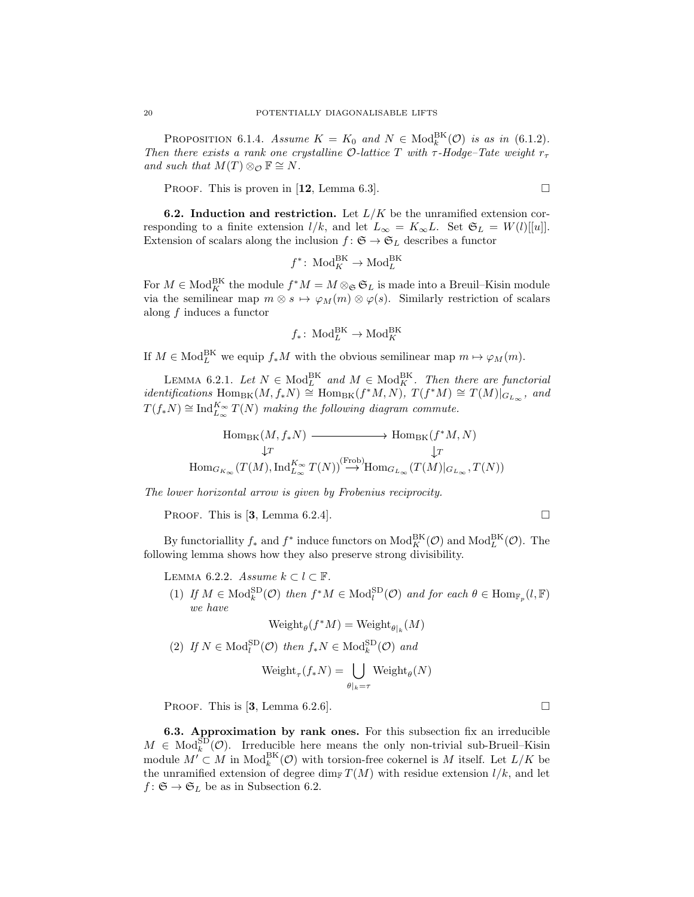PROPOSITION 6.1.4. *Assume $K = K_0$ and $N \in \mathrm{Mod}_k^{\mathrm{BK}}(\mathcal{O})$ is as in (6.1.2). Then there exists a rank one crystalline $\mathcal{O}$-lattice $T$ with $\tau$-Hodge–Tate weight $r_\tau$ and such that $M(T) \otimes_{\mathcal{O}} \mathbb{F} \cong N$.*

PROOF. This is proven in [**12**, Lemma 6.3]. □

**6.2. Induction and restriction.** Let $L/K$ be the unramified extension corresponding to a finite extension $l/k$, and let $L_\infty = K_\infty L$. Set $\mathfrak{S}_L = W(l)[[u]]$. Extension of scalars along the inclusion $f\colon \mathfrak{S} \to \mathfrak{S}_L$ describes a functor

$$f^*\colon \mathrm{Mod}_K^{\mathrm{BK}} \to \mathrm{Mod}_L^{\mathrm{BK}}$$

For $M \in \mathrm{Mod}_K^{\mathrm{BK}}$ the module $f^*M = M \otimes_{\mathfrak{S}} \mathfrak{S}_L$ is made into a Breuil–Kisin module via the semilinear map $m \otimes s \mapsto \varphi_M(m) \otimes \varphi(s)$. Similarly restriction of scalars along $f$ induces a functor

$$f_*\colon \mathrm{Mod}_L^{\mathrm{BK}} \to \mathrm{Mod}_K^{\mathrm{BK}}$$

If $M \in \mathrm{Mod}_L^{\mathrm{BK}}$ we equip $f_*M$ with the obvious semilinear map $m \mapsto \varphi_M(m)$.

LEMMA 6.2.1. *Let $N \in \mathrm{Mod}_L^{\mathrm{BK}}$ and $M \in \mathrm{Mod}_K^{\mathrm{BK}}$. Then there are functorial identifications $\mathrm{Hom}_{\mathrm{BK}}(M, f_*N) \cong \mathrm{Hom}_{\mathrm{BK}}(f^*M, N)$, $T(f^*M) \cong T(M)|_{G_{L_\infty}}$, and $T(f_*N) \cong \mathrm{Ind}_{L_\infty}^{K_\infty} T(N)$ making the following diagram commute.*

$$\begin{array}{ccc} \mathrm{Hom}_{\mathrm{BK}}(M, f_*N) & \longrightarrow & \mathrm{Hom}_{\mathrm{BK}}(f^*M, N) \\ \downarrow T & & \downarrow T \\ \mathrm{Hom}_{G_{K_\infty}}(T(M), \mathrm{Ind}_{L_\infty}^{K_\infty} T(N)) & \xrightarrow{(\mathrm{Frob})} & \mathrm{Hom}_{G_{L_\infty}}(T(M)|_{G_{L_\infty}}, T(N)) \end{array}$$

*The lower horizontal arrow is given by Frobenius reciprocity.*

PROOF. This is [**3**, Lemma 6.2.4]. □

By functoriallity $f_*$ and $f^*$ induce functors on $\mathrm{Mod}_K^{\mathrm{BK}}(\mathcal{O})$ and $\mathrm{Mod}_L^{\mathrm{BK}}(\mathcal{O})$. The following lemma shows how they also preserve strong divisibility.

LEMMA 6.2.2. *Assume $k \subset l \subset \mathbb{F}$.*

1. *If $M \in \mathrm{Mod}_k^{\mathrm{SD}}(\mathcal{O})$ then $f^*M \in \mathrm{Mod}_l^{\mathrm{SD}}(\mathcal{O})$ and for each $\theta \in \mathrm{Hom}_{\mathbb{F}_p}(l, \mathbb{F})$ we have*
$$\mathrm{Weight}_\theta(f^*M) = \mathrm{Weight}_{\theta|_k}(M)$$
2. *If $N \in \mathrm{Mod}_l^{\mathrm{SD}}(\mathcal{O})$ then $f_*N \in \mathrm{Mod}_k^{\mathrm{SD}}(\mathcal{O})$ and*
$$\mathrm{Weight}_\tau(f_*N) = \bigcup_{\theta|_k = \tau} \mathrm{Weight}_\theta(N)$$

PROOF. This is [**3**, Lemma 6.2.6]. □

**6.3. Approximation by rank ones.** For this subsection fix an irreducible $M \in \mathrm{Mod}_k^{\mathrm{SD}}(\mathcal{O})$. Irreducible here means the only non-trivial sub-Breuil–Kisin module $M' \subset M$ in $\mathrm{Mod}_k^{\mathrm{BK}}(\mathcal{O})$ with torsion-free cokernel is $M$ itself. Let $L/K$ be the unramified extension of degree $\dim_{\mathbb{F}} T(M)$ with residue extension $l/k$, and let $f\colon \mathfrak{S} \to \mathfrak{S}_L$ be as in Subsection 6.2.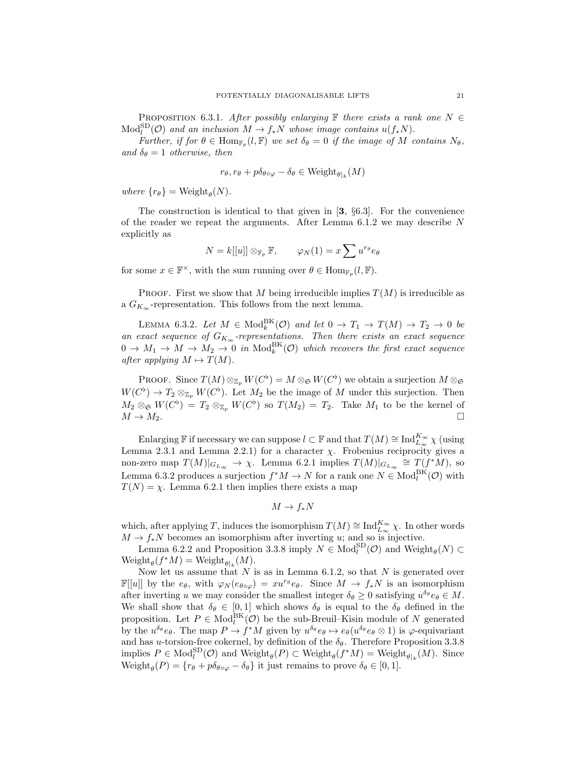**Proposition 6.3.1.** *After possibly enlarging $\mathbb{F}$ there exists a rank one $N \in \mathrm{Mod}_l^{\mathrm{SD}}(\mathcal{O})$ and an inclusion $M \to f_*N$ whose image contains $u(f_*N)$.*

*Further, if for $\theta \in \mathrm{Hom}_{\mathbb{F}_p}(l, \mathbb{F})$ we set $\delta_\theta = 0$ if the image of $M$ contains $N_\theta$, and $\delta_\theta = 1$ otherwise, then*

$$r_\theta, r_\theta + p\delta_{\theta\circ\varphi} - \delta_\theta \in \mathrm{Weight}_{\theta|_k}(M)$$

*where $\{r_\theta\} = \mathrm{Weight}_\theta(N)$.*

The construction is identical to that given in [**3**, §6.3]. For the convenience of the reader we repeat the arguments. After Lemma 6.1.2 we may describe $N$ explicitly as

$$N = k[[u]] \otimes_{\mathbb{F}_p} \mathbb{F}, \qquad \varphi_N(1) = x \sum u^{r_\theta} e_\theta$$

for some $x \in \mathbb{F}^\times$, with the sum running over $\theta \in \mathrm{Hom}_{\mathbb{F}_p}(l, \mathbb{F})$.

Proof. First we show that $M$ being irreducible implies $T(M)$ is irreducible as a $G_{K_\infty}$-representation. This follows from the next lemma.

**Lemma 6.3.2.** *Let $M \in \mathrm{Mod}_k^{\mathrm{BK}}(\mathcal{O})$ and let $0 \to T_1 \to T(M) \to T_2 \to 0$ be an exact sequence of $G_{K_\infty}$-representations. Then there exists an exact sequence $0 \to M_1 \to M \to M_2 \to 0$ in $\mathrm{Mod}_k^{\mathrm{BK}}(\mathcal{O})$ which recovers the first exact sequence after applying $M \mapsto T(M)$.*

Proof. Since $T(M) \otimes_{\mathbb{Z}_p} W(C^\flat) = M \otimes_{\mathfrak{S}} W(C^\flat)$ we obtain a surjection $M \otimes_{\mathfrak{S}} W(C^\flat) \to T_2 \otimes_{\mathbb{Z}_p} W(C^\flat)$. Let $M_2$ be the image of $M$ under this surjection. Then $M_2 \otimes_{\mathfrak{S}} W(C^\flat) = T_2 \otimes_{\mathbb{Z}_p} W(C^\flat)$ so $T(M_2) = T_2$. Take $M_1$ to be the kernel of $M \to M_2$. □

Enlarging $\mathbb{F}$ if necessary we can suppose $l \subset \mathbb{F}$ and that $T(M) \cong \mathrm{Ind}_{L_\infty}^{K_\infty} \chi$ (using Lemma 2.3.1 and Lemma 2.2.1) for a character $\chi$. Frobenius reciprocity gives a non-zero map $T(M)|_{G_{L_\infty}} \to \chi$. Lemma 6.2.1 implies $T(M)|_{G_{L_\infty}} \cong T(f^*M)$, so Lemma 6.3.2 produces a surjection $f^*M \to N$ for a rank one $N \in \mathrm{Mod}_l^{\mathrm{BK}}(\mathcal{O})$ with $T(N) = \chi$. Lemma 6.2.1 then implies there exists a map

$$M \to f_*N$$

which, after applying $T$, induces the isomorphism $T(M) \cong \mathrm{Ind}_{L_\infty}^{K_\infty} \chi$. In other words $M \to f_*N$ becomes an isomorphism after inverting $u$; and so is injective.

Lemma 6.2.2 and Proposition 3.3.8 imply $N \in \mathrm{Mod}_l^{\mathrm{SD}}(\mathcal{O})$ and $\mathrm{Weight}_\theta(N) \subset \mathrm{Weight}_\theta(f^*M) = \mathrm{Weight}_{\theta|_k}(M)$.

Now let us assume that $N$ is as in Lemma 6.1.2, so that $N$ is generated over $\mathbb{F}[[u]]$ by the $e_\theta$, with $\varphi_N(e_{\theta\circ\varphi}) = xu^{r_\theta}e_\theta$. Since $M \to f_*N$ is an isomorphism after inverting $u$ we may consider the smallest integer $\delta_\theta \geq 0$ satisfying $u^{\delta_\theta}e_\theta \in M$. We shall show that $\delta_\theta \in [0,1]$ which shows $\delta_\theta$ is equal to the $\delta_\theta$ defined in the proposition. Let $P \in \mathrm{Mod}_l^{\mathrm{BK}}(\mathcal{O})$ be the sub-Breuil–Kisin module of $N$ generated by the $u^{\delta_\theta}e_\theta$. The map $P \to f^*M$ given by $u^{\delta_\theta}e_\theta \mapsto e_\theta(u^{\delta_\theta}e_\theta \otimes 1)$ is $\varphi$-equivariant and has $u$-torsion-free cokernel, by definition of the $\delta_\theta$. Therefore Proposition 3.3.8 implies $P \in \mathrm{Mod}_l^{\mathrm{SD}}(\mathcal{O})$ and $\mathrm{Weight}_\theta(P) \subset \mathrm{Weight}_\theta(f^*M) = \mathrm{Weight}_{\theta|_k}(M)$. Since $\mathrm{Weight}_\theta(P) = \{r_\theta + p\delta_{\theta\circ\varphi} - \delta_\theta\}$ it just remains to prove $\delta_\theta \in [0,1]$.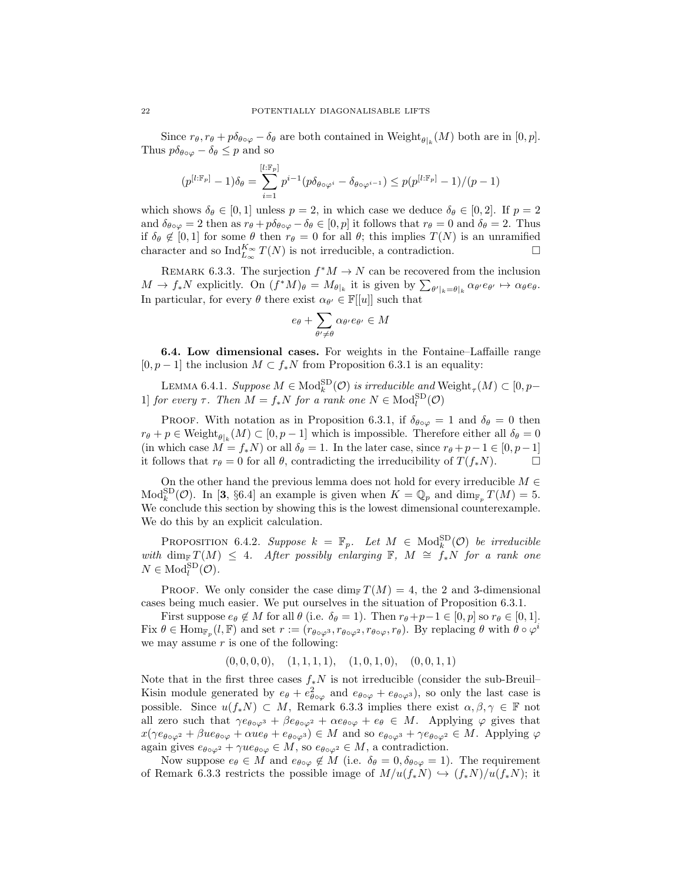Since $r_\theta, r_\theta + p\delta_{\theta\circ\varphi} - \delta_\theta$ are both contained in $\mathrm{Weight}_{\theta|_k}(M)$ both are in $[0,p]$. Thus $p\delta_{\theta\circ\varphi} - \delta_\theta \leq p$ and so

$$(p^{[l:\mathbb{F}_p]}-1)\delta_\theta = \sum_{i=1}^{[l:\mathbb{F}_p]} p^{i-1}(p\delta_{\theta\circ\varphi^i} - \delta_{\theta\circ\varphi^{i-1}}) \leq p(p^{[l:\mathbb{F}_p]}-1)/(p-1)$$

which shows $\delta_\theta \in [0,1]$ unless $p=2$, in which case we deduce $\delta_\theta \in [0,2]$. If $p=2$ and $\delta_{\theta\circ\varphi} = 2$ then as $r_\theta + p\delta_{\theta\circ\varphi} - \delta_\theta \in [0,p]$ it follows that $r_\theta = 0$ and $\delta_\theta = 2$. Thus if $\delta_\theta \notin [0,1]$ for some $\theta$ then $r_\theta = 0$ for all $\theta$; this implies $T(N)$ is an unramified character and so $\mathrm{Ind}_{L_\infty}^{K_\infty} T(N)$ is not irreducible, a contradiction. $\square$

Remark 6.3.3. The surjection $f^*M \to N$ can be recovered from the inclusion $M \to f_*N$ explicitly. On $(f^*M)_\theta = M_{\theta|_k}$ it is given by $\sum_{\theta'|_k = \theta|_k} \alpha_{\theta'} e_{\theta'} \mapsto \alpha_\theta e_\theta$. In particular, for every $\theta$ there exist $\alpha_{\theta'} \in \mathbb{F}[[u]]$ such that

$$e_\theta + \sum_{\theta' \neq \theta} \alpha_{\theta'} e_{\theta'} \in M$$

**6.4. Low dimensional cases.** For weights in the Fontaine–Laffaille range $[0,p-1]$ the inclusion $M \subset f_*N$ from Proposition 6.3.1 is an equality:

Lemma 6.4.1. *Suppose $M \in \mathrm{Mod}_k^{\mathrm{SD}}(\mathcal{O})$ is irreducible and $\mathrm{Weight}_\tau(M) \subset [0,p-1]$ for every $\tau$. Then $M = f_*N$ for a rank one $N \in \mathrm{Mod}_l^{\mathrm{SD}}(\mathcal{O})$*

Proof. With notation as in Proposition 6.3.1, if $\delta_{\theta\circ\varphi} = 1$ and $\delta_\theta = 0$ then $r_\theta + p \in \mathrm{Weight}_{\theta|_k}(M) \subset [0,p-1]$ which is impossible. Therefore either all $\delta_\theta = 0$ (in which case $M = f_*N$) or all $\delta_\theta = 1$. In the later case, since $r_\theta + p - 1 \in [0,p-1]$ it follows that $r_\theta = 0$ for all $\theta$, contradicting the irreducibility of $T(f_*N)$. $\square$

On the other hand the previous lemma does not hold for every irreducible $M \in \mathrm{Mod}_k^{\mathrm{SD}}(\mathcal{O})$. In [**3**, §6.4] an example is given when $K = \mathbb{Q}_p$ and $\dim_{\mathbb{F}_p} T(M) = 5$. We conclude this section by showing this is the lowest dimensional counterexample. We do this by an explicit calculation.

Proposition 6.4.2. *Suppose $k = \mathbb{F}_p$. Let $M \in \mathrm{Mod}_k^{\mathrm{SD}}(\mathcal{O})$ be irreducible with $\dim_{\mathbb{F}} T(M) \leq 4$. After possibly enlarging $\mathbb{F}$, $M \cong f_*N$ for a rank one $N \in \mathrm{Mod}_l^{\mathrm{SD}}(\mathcal{O})$.*

Proof. We only consider the case $\dim_{\mathbb{F}} T(M) = 4$, the 2 and 3-dimensional cases being much easier. We put ourselves in the situation of Proposition 6.3.1.

First suppose $e_\theta \notin M$ for all $\theta$ (i.e. $\delta_\theta = 1$). Then $r_\theta + p - 1 \in [0,p]$ so $r_\theta \in [0,1]$. Fix $\theta \in \mathrm{Hom}_{\mathbb{F}_p}(l,\mathbb{F})$ and set $r := (r_{\theta\circ\varphi^3}, r_{\theta\circ\varphi^2}, r_{\theta\circ\varphi}, r_\theta)$. By replacing $\theta$ with $\theta\circ\varphi^i$ we may assume $r$ is one of the following:

$$(0,0,0,0), \quad (1,1,1,1), \quad (1,0,1,0), \quad (0,0,1,1)$$

Note that in the first three cases $f_*N$ is not irreducible (consider the sub-Breuil–Kisin module generated by $e_\theta + e^2_{\theta\circ\varphi}$ and $e_{\theta\circ\varphi} + e_{\theta\circ\varphi^3}$), so only the last case is possible. Since $u(f_*N) \subset M$, Remark 6.3.3 implies there exist $\alpha, \beta, \gamma \in \mathbb{F}$ not all zero such that $\gamma e_{\theta\circ\varphi^3} + \beta e_{\theta\circ\varphi^2} + \alpha e_{\theta\circ\varphi} + e_\theta \in M$. Applying $\varphi$ gives that $x(\gamma e_{\theta\circ\varphi^2} + \beta u e_{\theta\circ\varphi} + \alpha u e_\theta + e_{\theta\circ\varphi^3}) \in M$ and so $e_{\theta\circ\varphi^3} + \gamma e_{\theta\circ\varphi^2} \in M$. Applying $\varphi$ again gives $e_{\theta\circ\varphi^2} + \gamma u e_{\theta\circ\varphi} \in M$, so $e_{\theta\circ\varphi^2} \in M$, a contradiction.

Now suppose $e_\theta \in M$ and $e_{\theta\circ\varphi} \notin M$ (i.e. $\delta_\theta = 0, \delta_{\theta\circ\varphi} = 1$). The requirement of Remark 6.3.3 restricts the possible image of $M/u(f_*N) \hookrightarrow (f_*N)/u(f_*N)$; it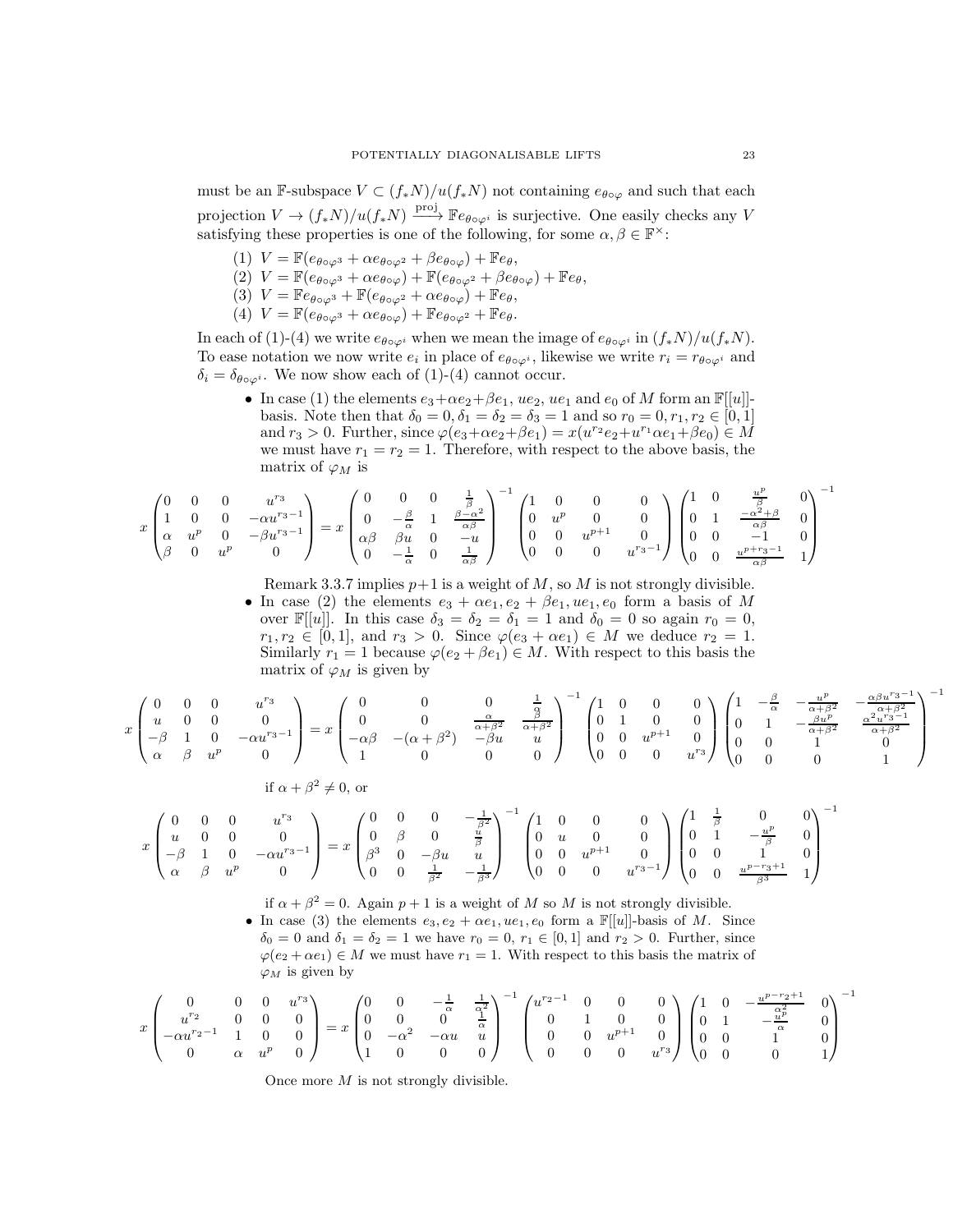must be an $\mathbb{F}$-subspace $V \subset (f_*N)/u(f_*N)$ not containing $e_{\theta\circ\varphi}$ and such that each projection $V \to (f_*N)/u(f_*N) \xrightarrow{\text{proj}} \mathbb{F}e_{\theta\circ\varphi^i}$ is surjective. One easily checks any $V$ satisfying these properties is one of the following, for some $\alpha, \beta \in \mathbb{F}^\times$:

(1) $V = \mathbb{F}(e_{\theta\circ\varphi^3} + \alpha e_{\theta\circ\varphi^2} + \beta e_{\theta\circ\varphi}) + \mathbb{F}e_\theta$,
(2) $V = \mathbb{F}(e_{\theta\circ\varphi^3} + \alpha e_{\theta\circ\varphi}) + \mathbb{F}(e_{\theta\circ\varphi^2} + \beta e_{\theta\circ\varphi}) + \mathbb{F}e_\theta$,
(3) $V = \mathbb{F}e_{\theta\circ\varphi^3} + \mathbb{F}(e_{\theta\circ\varphi^2} + \alpha e_{\theta\circ\varphi}) + \mathbb{F}e_\theta$,
(4) $V = \mathbb{F}(e_{\theta\circ\varphi^3} + \alpha e_{\theta\circ\varphi}) + \mathbb{F}e_{\theta\circ\varphi^2} + \mathbb{F}e_\theta$.

In each of (1)-(4) we write $e_{\theta\circ\varphi^i}$ when we mean the image of $e_{\theta\circ\varphi^i}$ in $(f_*N)/u(f_*N)$. To ease notation we now write $e_i$ in place of $e_{\theta\circ\varphi^i}$, likewise we write $r_i = r_{\theta\circ\varphi^i}$ and $\delta_i = \delta_{\theta\circ\varphi^i}$. We now show each of (1)-(4) cannot occur.

- In case (1) the elements $e_3+\alpha e_2+\beta e_1$, $ue_2$, $ue_1$ and $e_0$ of $M$ form an $\mathbb{F}[[u]]$-basis. Note then that $\delta_0 = 0, \delta_1 = \delta_2 = \delta_3 = 1$ and so $r_0 = 0, r_1, r_2 \in [0,1]$ and $r_3 > 0$. Further, since $\varphi(e_3+\alpha e_2+\beta e_1) = x(u^{r_2}e_2+u^{r_1}\alpha e_1+\beta e_0) \in M$ we must have $r_1 = r_2 = 1$. Therefore, with respect to the above basis, the matrix of $\varphi_M$ is

$$x\begin{pmatrix} 0 & 0 & 0 & u^{r_3} \\ 1 & 0 & 0 & -\alpha u^{r_3-1} \\ \alpha & u^p & 0 & -\beta u^{r_3-1} \\ \beta & 0 & u^p & 0 \end{pmatrix} = x\begin{pmatrix} 0 & 0 & 0 & \frac{1}{\beta} \\ 0 & -\frac{\beta}{\alpha} & 1 & \frac{\beta-\alpha^2}{\alpha\beta} \\ \alpha\beta & \beta u & 0 & -u \\ 0 & -\frac{1}{\alpha} & 0 & \frac{1}{\alpha\beta} \end{pmatrix}^{-1} \begin{pmatrix} 1 & 0 & 0 & 0 \\ 0 & u^p & 0 & 0 \\ 0 & 0 & u^{p+1} & 0 \\ 0 & 0 & 0 & u^{r_3-1} \end{pmatrix} \begin{pmatrix} 1 & 0 & \frac{u^p}{\beta} & 0 \\ 0 & 1 & \frac{-\alpha^2+\beta}{\alpha\beta} & 0 \\ 0 & 0 & -1 & 0 \\ 0 & 0 & \frac{u^{p+r_3-1}}{\alpha\beta} & 1 \end{pmatrix}^{-1}$$

Remark 3.3.7 implies $p+1$ is a weight of $M$, so $M$ is not strongly divisible.

- In case (2) the elements $e_3+\alpha e_1, e_2+\beta e_1, ue_1, e_0$ form a basis of $M$ over $\mathbb{F}[[u]]$. In this case $\delta_3 = \delta_2 = \delta_1 = 1$ and $\delta_0 = 0$ so again $r_0 = 0$, $r_1, r_2 \in [0,1]$, and $r_3 > 0$. Since $\varphi(e_3+\alpha e_1) \in M$ we deduce $r_2 = 1$. Similarly $r_1 = 1$ because $\varphi(e_2+\beta e_1) \in M$. With respect to this basis the matrix of $\varphi_M$ is given by

$$x\begin{pmatrix} 0 & 0 & 0 & u^{r_3} \\ u & 0 & 0 & 0 \\ -\beta & 1 & 0 & -\alpha u^{r_3-1} \\ \alpha & \beta & u^p & 0 \end{pmatrix} = x\begin{pmatrix} 0 & 0 & 0 & \frac{1}{\beta} \\ 0 & 0 & \frac{\alpha}{\alpha+\beta^2} & \frac{\beta}{\alpha+\beta^2} \\ -\alpha\beta & -(\alpha+\beta^2) & -\beta u & u \\ 1 & 0 & 0 & 0 \end{pmatrix}^{-1} \begin{pmatrix} 1 & 0 & 0 & 0 \\ 0 & 1 & 0 & 0 \\ 0 & 0 & u^{p+1} & 0 \\ 0 & 0 & 0 & u^{r_3} \end{pmatrix} \begin{pmatrix} 1 & -\frac{\beta}{\alpha} & -\frac{u^p}{\alpha+\beta^2} & -\frac{\alpha\beta u^{r_3-1}}{\alpha+\beta^2} \\ 0 & 1 & -\frac{\beta u^p}{\alpha+\beta^2} & \frac{\alpha^2 u^{r_3-1}}{\alpha+\beta^2} \\ 0 & 0 & 1 & 0 \\ 0 & 0 & 0 & 1 \end{pmatrix}^{-1}$$

if $\alpha+\beta^2 \neq 0$, or

$$x\begin{pmatrix} 0 & 0 & 0 & u^{r_3} \\ u & 0 & 0 & 0 \\ -\beta & 1 & 0 & -\alpha u^{r_3-1} \\ \alpha & \beta & u^p & 0 \end{pmatrix} = x\begin{pmatrix} 0 & 0 & 0 & -\frac{1}{\beta^2} \\ 0 & \beta & 0 & \frac{u}{\beta} \\ \beta^3 & 0 & -\beta u & u \\ 0 & 0 & \frac{1}{\beta^2} & -\frac{1}{\beta^3} \end{pmatrix}^{-1} \begin{pmatrix} 1 & 0 & 0 & 0 \\ 0 & u & 0 & 0 \\ 0 & 0 & u^{p+1} & 0 \\ 0 & 0 & 0 & u^{r_3-1} \end{pmatrix} \begin{pmatrix} 1 & \frac{1}{\beta} & 0 & 0 \\ 0 & 1 & -\frac{u^p}{\beta} & 0 \\ 0 & 0 & 1 & 0 \\ 0 & 0 & \frac{u^{p-r_3+1}}{\beta^3} & 1 \end{pmatrix}^{-1}$$

if $\alpha+\beta^2 = 0$. Again $p+1$ is a weight of $M$ so $M$ is not strongly divisible.

- In case (3) the elements $e_3, e_2+\alpha e_1, ue_1, e_0$ form a $\mathbb{F}[[u]]$-basis of $M$. Since $\delta_0 = 0$ and $\delta_1 = \delta_2 = 1$ we have $r_0 = 0$, $r_1 \in [0,1]$ and $r_2 > 0$. Further, since $\varphi(e_2+\alpha e_1) \in M$ we must have $r_1 = 1$. With respect to this basis the matrix of $\varphi_M$ is given by

$$x\begin{pmatrix} 0 & 0 & 0 & u^{r_3} \\ u^{r_2} & 0 & 0 & 0 \\ -\alpha u^{r_2-1} & 1 & 0 & 0 \\ 0 & \alpha & u^p & 0 \end{pmatrix} = x\begin{pmatrix} 0 & 0 & -\frac{1}{\alpha} & \frac{1}{\alpha^2} \\ 0 & 0 & 0 & \frac{1}{\alpha} \\ 0 & -\alpha^2 & -\alpha u & u \\ 1 & 0 & 0 & 0 \end{pmatrix}^{-1} \begin{pmatrix} u^{r_2-1} & 0 & 0 & 0 \\ 0 & 1 & 0 & 0 \\ 0 & 0 & u^{p+1} & 0 \\ 0 & 0 & 0 & u^{r_3} \end{pmatrix} \begin{pmatrix} 1 & 0 & -\frac{u^{p-r_2+1}}{\alpha^2} & 0 \\ 0 & 1 & -\frac{u^p}{\alpha} & 0 \\ 0 & 0 & 1 & 0 \\ 0 & 0 & 0 & 1 \end{pmatrix}^{-1}$$

Once more $M$ is not strongly divisible.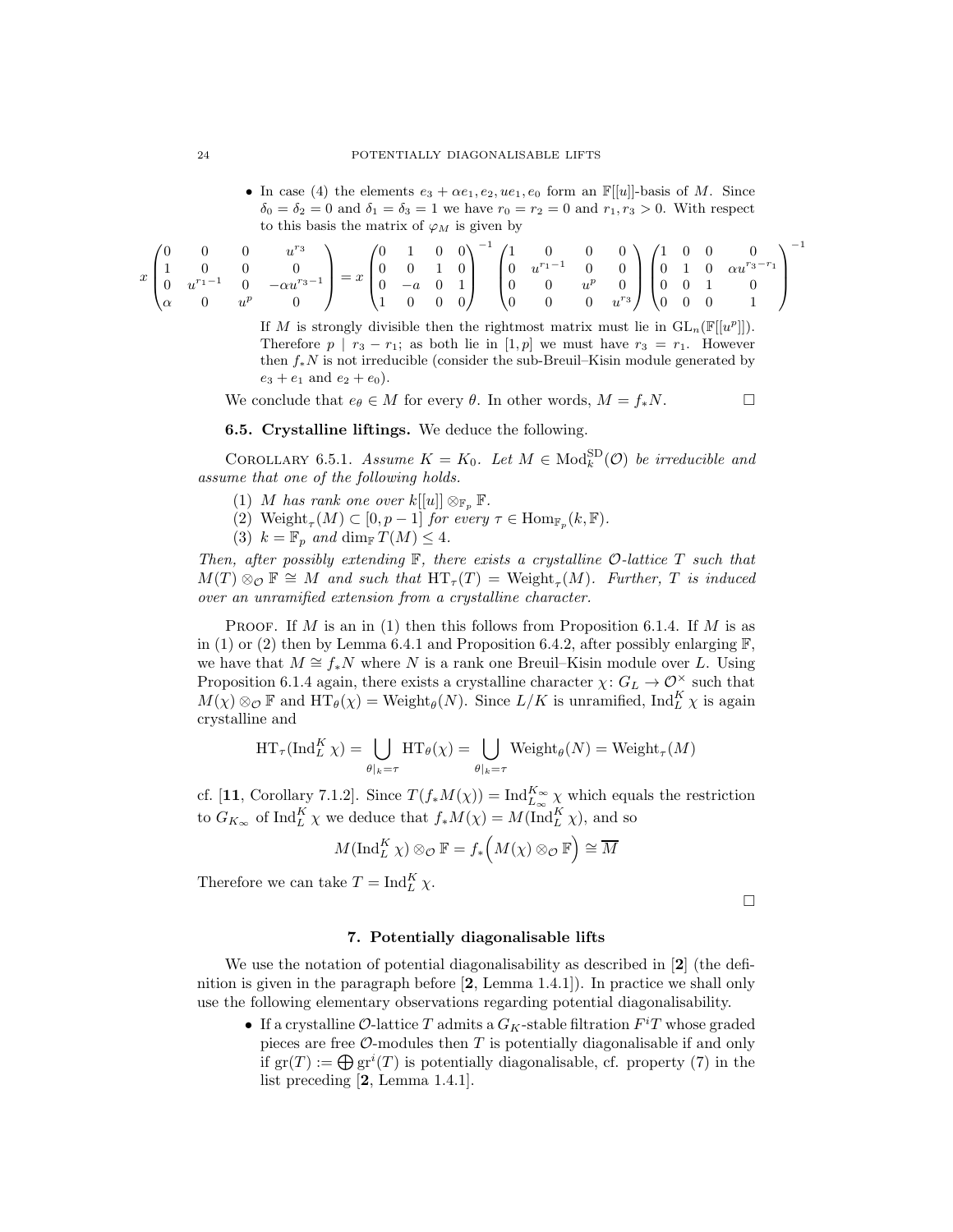- In case (4) the elements $e_3 + \alpha e_1, e_2, ue_1, e_0$ form an $\mathbb{F}[[u]]$-basis of $M$. Since $\delta_0 = \delta_2 = 0$ and $\delta_1 = \delta_3 = 1$ we have $r_0 = r_2 = 0$ and $r_1, r_3 > 0$. With respect to this basis the matrix of $\varphi_M$ is given by

$$x\begin{pmatrix}0 & 0 & 0 & u^{r_3}\\ 1 & 0 & 0 & 0\\ 0 & u^{r_1-1} & 0 & -\alpha u^{r_3-1}\\ \alpha & 0 & u^p & 0\end{pmatrix} = x\begin{pmatrix}0 & 1 & 0 & 0\\ 0 & 0 & 1 & 0\\ 0 & -a & 0 & 1\\ 1 & 0 & 0 & 0\end{pmatrix}^{-1}\begin{pmatrix}1 & 0 & 0 & 0\\ 0 & u^{r_1-1} & 0 & 0\\ 0 & 0 & u^p & 0\\ 0 & 0 & 0 & u^{r_3}\end{pmatrix}\begin{pmatrix}1 & 0 & 0 & 0\\ 0 & 1 & 0 & \alpha u^{r_3-r_1}\\ 0 & 0 & 1 & 0\\ 0 & 0 & 0 & 1\end{pmatrix}^{-1}$$

If $M$ is strongly divisible then the rightmost matrix must lie in $\mathrm{GL}_n(\mathbb{F}[[u^p]])$. Therefore $p \mid r_3 - r_1$; as both lie in $[1, p]$ we must have $r_3 = r_1$. However then $f_*N$ is not irreducible (consider the sub-Breuil–Kisin module generated by $e_3 + e_1$ and $e_2 + e_0$).

We conclude that $e_\theta \in M$ for every $\theta$. In other words, $M = f_*N$. $\square$

### 6.5. Crystalline liftings.

We deduce the following.

**Corollary 6.5.1.** *Assume $K = K_0$. Let $M \in \mathrm{Mod}_k^{\mathrm{SD}}(\mathcal{O})$ be irreducible and assume that one of the following holds.*

1. *$M$ has rank one over $k[[u]] \otimes_{\mathbb{F}_p} \mathbb{F}$.*
2. *$\mathrm{Weight}_\tau(M) \subset [0, p-1]$ for every $\tau \in \mathrm{Hom}_{\mathbb{F}_p}(k, \mathbb{F})$.*
3. *$k = \mathbb{F}_p$ and $\dim_{\mathbb{F}} T(M) \leq 4$.*

*Then, after possibly extending $\mathbb{F}$, there exists a crystalline $\mathcal{O}$-lattice $T$ such that $M(T) \otimes_{\mathcal{O}} \mathbb{F} \cong M$ and such that $\mathrm{HT}_\tau(T) = \mathrm{Weight}_\tau(M)$. Further, $T$ is induced over an unramified extension from a crystalline character.*

*Proof.* If $M$ is an in (1) then this follows from Proposition 6.1.4. If $M$ is as in (1) or (2) then by Lemma 6.4.1 and Proposition 6.4.2, after possibly enlarging $\mathbb{F}$, we have that $M \cong f_*N$ where $N$ is a rank one Breuil–Kisin module over $L$. Using Proposition 6.1.4 again, there exists a crystalline character $\chi \colon G_L \to \mathcal{O}^\times$ such that $M(\chi) \otimes_{\mathcal{O}} \mathbb{F}$ and $\mathrm{HT}_\theta(\chi) = \mathrm{Weight}_\theta(N)$. Since $L/K$ is unramified, $\mathrm{Ind}_L^K \chi$ is again crystalline and

$$\mathrm{HT}_\tau(\mathrm{Ind}_L^K \chi) = \bigcup_{\theta|_k = \tau} \mathrm{HT}_\theta(\chi) = \bigcup_{\theta|_k = \tau} \mathrm{Weight}_\theta(N) = \mathrm{Weight}_\tau(M)$$

cf. [**11**, Corollary 7.1.2]. Since $T(f_*M(\chi)) = \mathrm{Ind}_{L_\infty}^{K_\infty} \chi$ which equals the restriction to $G_{K_\infty}$ of $\mathrm{Ind}_L^K \chi$ we deduce that $f_*M(\chi) = M(\mathrm{Ind}_L^K \chi)$, and so

$$M(\mathrm{Ind}_L^K \chi) \otimes_{\mathcal{O}} \mathbb{F} = f_*\Big(M(\chi) \otimes_{\mathcal{O}} \mathbb{F}\Big) \cong \overline{M}$$

Therefore we can take $T = \mathrm{Ind}_L^K \chi$. $\square$

## 7. Potentially diagonalisable lifts

We use the notation of potential diagonalisability as described in [**2**] (the definition is given in the paragraph before [**2**, Lemma 1.4.1]). In practice we shall only use the following elementary observations regarding potential diagonalisability.

- If a crystalline $\mathcal{O}$-lattice $T$ admits a $G_K$-stable filtration $F^iT$ whose graded pieces are free $\mathcal{O}$-modules then $T$ is potentially diagonalisable if and only if $\mathrm{gr}(T) := \bigoplus \mathrm{gr}^i(T)$ is potentially diagonalisable, cf. property (7) in the list preceding [**2**, Lemma 1.4.1].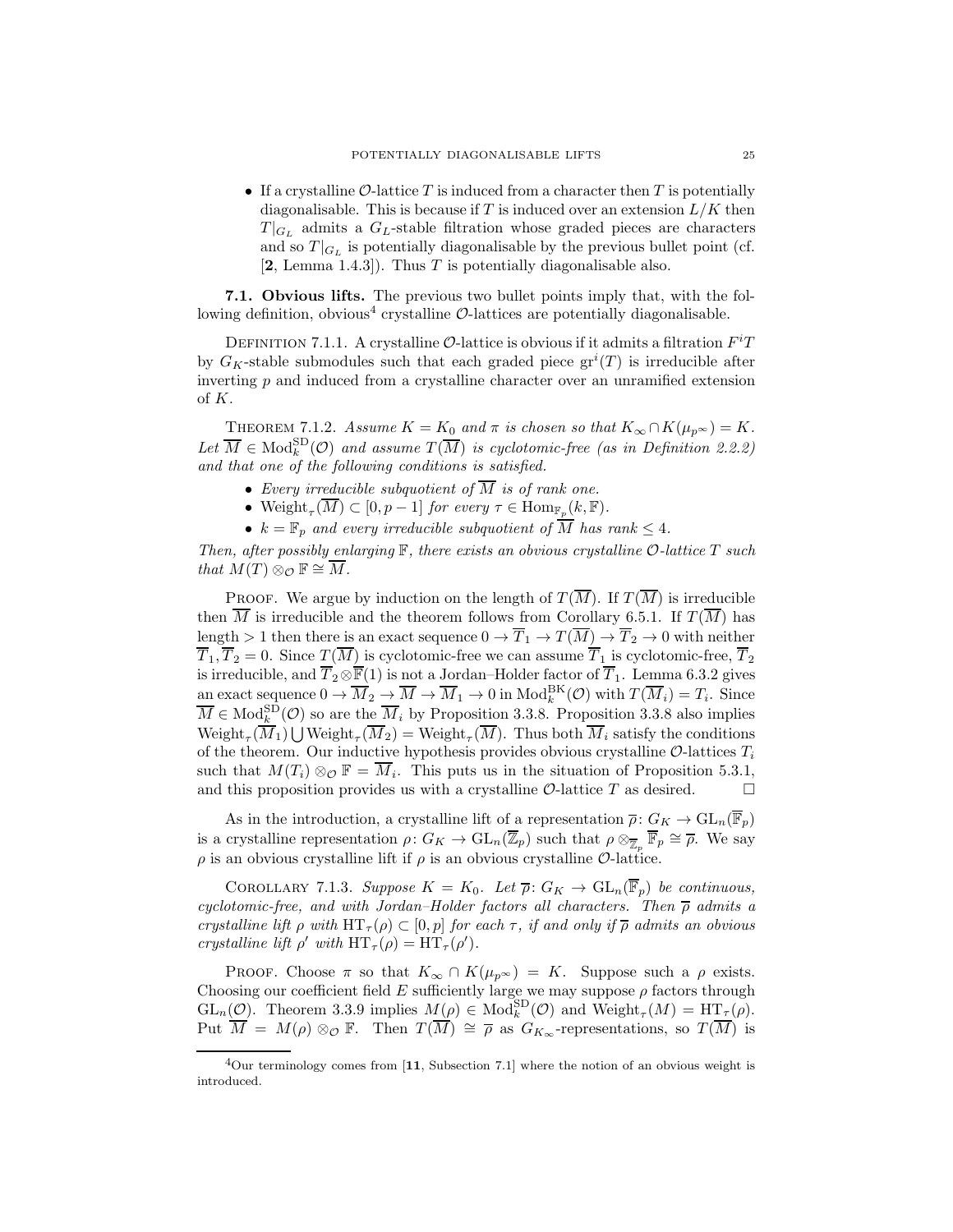- If a crystalline $\mathcal{O}$-lattice $T$ is induced from a character then $T$ is potentially diagonalisable. This is because if $T$ is induced over an extension $L/K$ then $T|_{G_L}$ admits a $G_L$-stable filtration whose graded pieces are characters and so $T|_{G_L}$ is potentially diagonalisable by the previous bullet point (cf. [**2**, Lemma 1.4.3]). Thus $T$ is potentially diagonalisable also.

**7.1. Obvious lifts.** The previous two bullet points imply that, with the following definition, obvious[4] crystalline $\mathcal{O}$-lattices are potentially diagonalisable.

Definition 7.1.1. A crystalline $\mathcal{O}$-lattice is obvious if it admits a filtration $F^iT$ by $G_K$-stable submodules such that each graded piece $\mathrm{gr}^i(T)$ is irreducible after inverting $p$ and induced from a crystalline character over an unramified extension of $K$.

Theorem 7.1.2. *Assume $K = K_0$ and $\pi$ is chosen so that $K_\infty \cap K(\mu_{p^\infty}) = K$. Let $\overline{M} \in \mathrm{Mod}_k^{\mathrm{SD}}(\mathcal{O})$ and assume $T(\overline{M})$ is cyclotomic-free (as in Definition 2.2.2) and that one of the following conditions is satisfied.*

- *Every irreducible subquotient of $\overline{M}$ is of rank one.*
- *$\mathrm{Weight}_\tau(\overline{M}) \subset [0, p-1]$ for every $\tau \in \mathrm{Hom}_{\mathbb{F}_p}(k, \mathbb{F})$.*
- *$k = \mathbb{F}_p$ and every irreducible subquotient of $\overline{M}$ has rank $\leq 4$.*

*Then, after possibly enlarging $\mathbb{F}$, there exists an obvious crystalline $\mathcal{O}$-lattice $T$ such that $M(T) \otimes_{\mathcal{O}} \mathbb{F} \cong \overline{M}$.*

Proof. We argue by induction on the length of $T(\overline{M})$. If $T(\overline{M})$ is irreducible then $\overline{M}$ is irreducible and the theorem follows from Corollary 6.5.1. If $T(\overline{M})$ has length $> 1$ then there is an exact sequence $0 \to \overline{T}_1 \to T(\overline{M}) \to \overline{T}_2 \to 0$ with neither $\overline{T}_1, \overline{T}_2 = 0$. Since $T(\overline{M})$ is cyclotomic-free we can assume $\overline{T}_1$ is cyclotomic-free, $\overline{T}_2$ is irreducible, and $\overline{T}_2 \otimes \overline{\mathbb{F}}(1)$ is not a Jordan–Holder factor of $\overline{T}_1$. Lemma 6.3.2 gives an exact sequence $0 \to \overline{M}_2 \to \overline{M} \to \overline{M}_1 \to 0$ in $\mathrm{Mod}_k^{\mathrm{BK}}(\mathcal{O})$ with $T(\overline{M}_i) = T_i$. Since $\overline{M} \in \mathrm{Mod}_k^{\mathrm{SD}}(\mathcal{O})$ so are the $\overline{M}_i$ by Proposition 3.3.8. Proposition 3.3.8 also implies $\mathrm{Weight}_\tau(\overline{M}_1) \bigcup \mathrm{Weight}_\tau(\overline{M}_2) = \mathrm{Weight}_\tau(\overline{M})$. Thus both $\overline{M}_i$ satisfy the conditions of the theorem. Our inductive hypothesis provides obvious crystalline $\mathcal{O}$-lattices $T_i$ such that $M(T_i) \otimes_{\mathcal{O}} \mathbb{F} = \overline{M}_i$. This puts us in the situation of Proposition 5.3.1, and this proposition provides us with a crystalline $\mathcal{O}$-lattice $T$ as desired. $\square$

As in the introduction, a crystalline lift of a representation $\overline{\rho}\colon G_K \to \mathrm{GL}_n(\overline{\mathbb{F}}_p)$ is a crystalline representation $\rho\colon G_K \to \mathrm{GL}_n(\overline{\mathbb{Z}}_p)$ such that $\rho \otimes_{\overline{\mathbb{Z}}_p} \overline{\mathbb{F}}_p \cong \overline{\rho}$. We say $\rho$ is an obvious crystalline lift if $\rho$ is an obvious crystalline $\mathcal{O}$-lattice.

Corollary 7.1.3. *Suppose $K = K_0$. Let $\overline{\rho}\colon G_K \to \mathrm{GL}_n(\overline{\mathbb{F}}_p)$ be continuous, cyclotomic-free, and with Jordan–Holder factors all characters. Then $\overline{\rho}$ admits a crystalline lift $\rho$ with $\mathrm{HT}_\tau(\rho) \subset [0,p]$ for each $\tau$, if and only if $\overline{\rho}$ admits an obvious crystalline lift $\rho'$ with $\mathrm{HT}_\tau(\rho) = \mathrm{HT}_\tau(\rho')$.*

Proof. Choose $\pi$ so that $K_\infty \cap K(\mu_{p^\infty}) = K$. Suppose such a $\rho$ exists. Choosing our coefficient field $E$ sufficiently large we may suppose $\rho$ factors through $\mathrm{GL}_n(\mathcal{O})$. Theorem 3.3.9 implies $M(\rho) \in \mathrm{Mod}_k^{\mathrm{SD}}(\mathcal{O})$ and $\mathrm{Weight}_\tau(M) = \mathrm{HT}_\tau(\rho)$. Put $\overline{M} = M(\rho) \otimes_{\mathcal{O}} \mathbb{F}$. Then $T(\overline{M}) \cong \overline{\rho}$ as $G_{K_\infty}$-representations, so $T(\overline{M})$ is

[4] Our terminology comes from [**11**, Subsection 7.1] where the notion of an obvious weight is introduced.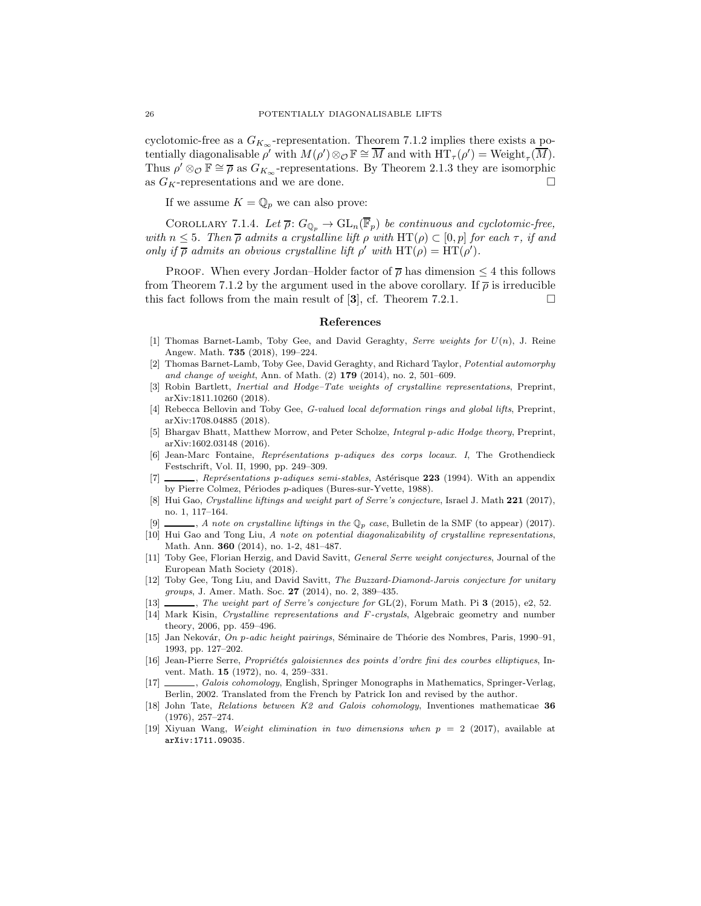cyclotomic-free as a $G_{K_\infty}$-representation. Theorem 7.1.2 implies there exists a potentially diagonalisable $\rho'$ with $M(\rho')\otimes_{\mathcal{O}}\mathbb{F}\cong\overline{M}$ and with $\mathrm{HT}_\tau(\rho')=\mathrm{Weight}_\tau(\overline{M})$. Thus $\rho'\otimes_{\mathcal{O}}\mathbb{F}\cong\overline{\rho}$ as $G_{K_\infty}$-representations. By Theorem 2.1.3 they are isomorphic as $G_K$-representations and we are done. $\square$

If we assume $K=\mathbb{Q}_p$ we can also prove:

Corollary 7.1.4. *Let $\overline{\rho}\colon G_{\mathbb{Q}_p}\to\mathrm{GL}_n(\overline{\mathbb{F}}_p)$ be continuous and cyclotomic-free, with $n\leq 5$. Then $\overline{\rho}$ admits a crystalline lift $\rho$ with $\mathrm{HT}(\rho)\subset[0,p]$ for each $\tau$, if and only if $\overline{\rho}$ admits an obvious crystalline lift $\rho'$ with $\mathrm{HT}(\rho)=\mathrm{HT}(\rho')$.*

Proof. When every Jordan–Holder factor of $\overline{\rho}$ has dimension $\leq 4$ this follows from Theorem 7.1.2 by the argument used in the above corollary. If $\overline{\rho}$ is irreducible this fact follows from the main result of [**3**], cf. Theorem 7.2.1. $\square$

## References

[1] Thomas Barnet-Lamb, Toby Gee, and David Geraghty, *Serre weights for $U(n)$*, J. Reine Angew. Math. **735** (2018), 199–224.

[2] Thomas Barnet-Lamb, Toby Gee, David Geraghty, and Richard Taylor, *Potential automorphy and change of weight*, Ann. of Math. (2) **179** (2014), no. 2, 501–609.

[3] Robin Bartlett, *Inertial and Hodge–Tate weights of crystalline representations*, Preprint, arXiv:1811.10260 (2018).

[4] Rebecca Bellovin and Toby Gee, *G-valued local deformation rings and global lifts*, Preprint, arXiv:1708.04885 (2018).

[5] Bhargav Bhatt, Matthew Morrow, and Peter Scholze, *Integral p-adic Hodge theory*, Preprint, arXiv:1602.03148 (2016).

[6] Jean-Marc Fontaine, *Représentations p-adiques des corps locaux. I*, The Grothendieck Festschrift, Vol. II, 1990, pp. 249–309.

[7] ______, *Représentations p-adiques semi-stables*, Astérisque **223** (1994). With an appendix by Pierre Colmez, Périodes p-adiques (Bures-sur-Yvette, 1988).

[8] Hui Gao, *Crystalline liftings and weight part of Serre's conjecture*, Israel J. Math **221** (2017), no. 1, 117–164.

[9] ______, *A note on crystalline liftings in the $\mathbb{Q}_p$ case*, Bulletin de la SMF (to appear) (2017).

[10] Hui Gao and Tong Liu, *A note on potential diagonalizability of crystalline representations*, Math. Ann. **360** (2014), no. 1-2, 481–487.

[11] Toby Gee, Florian Herzig, and David Savitt, *General Serre weight conjectures*, Journal of the European Math Society (2018).

[12] Toby Gee, Tong Liu, and David Savitt, *The Buzzard-Diamond-Jarvis conjecture for unitary groups*, J. Amer. Math. Soc. **27** (2014), no. 2, 389–435.

[13] ______, *The weight part of Serre's conjecture for* GL(2), Forum Math. Pi **3** (2015), e2, 52.

[14] Mark Kisin, *Crystalline representations and F-crystals*, Algebraic geometry and number theory, 2006, pp. 459–496.

[15] Jan Nekovár, *On p-adic height pairings*, Séminaire de Théorie des Nombres, Paris, 1990–91, 1993, pp. 127–202.

[16] Jean-Pierre Serre, *Propriétés galoisiennes des points d'ordre fini des courbes elliptiques*, Invent. Math. **15** (1972), no. 4, 259–331.

[17] ______, *Galois cohomology*, English, Springer Monographs in Mathematics, Springer-Verlag, Berlin, 2002. Translated from the French by Patrick Ion and revised by the author.

[18] John Tate, *Relations between K2 and Galois cohomology*, Inventiones mathematicae **36** (1976), 257–274.

[19] Xiyuan Wang, *Weight elimination in two dimensions when $p=2$* (2017), available at arXiv:1711.09035.